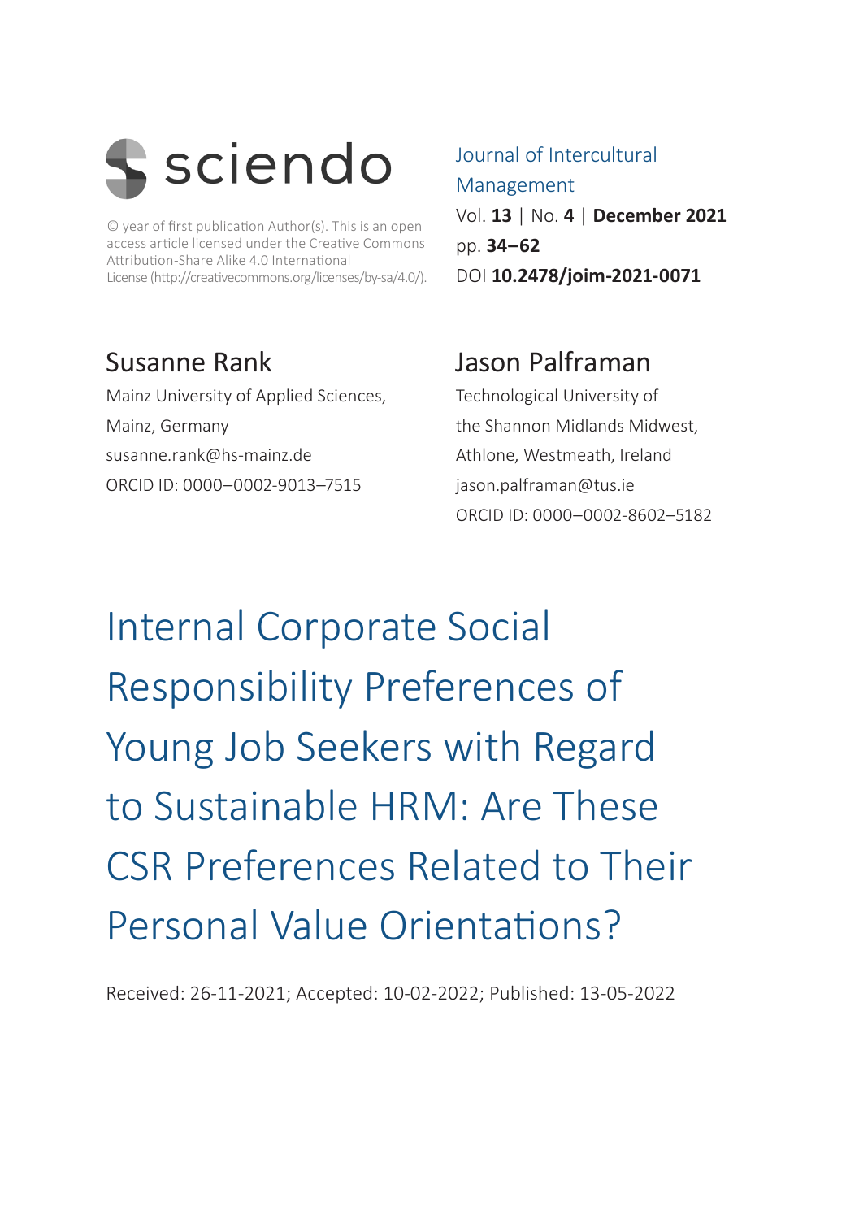sciendo

© year of first publication Author(s). This is an open access article licensed under the Creative Commons Attribution-Share Alike 4.0 International License (http://creativecommons.org/licenses/by-sa/4.0/).

Journal of Intercultural Management

Vol. **13** | No. **4** | **December 2021**

pp. **34–62**

DOI **10.2478/joim-2021-0071**

**Susanne Rank**

Mainz University of Applied Sciences,
Mainz, Germany
susanne.rank@hs-mainz.de
ORCID ID: 0000–0002-9013–7515

**Jason Palframan**

Technological University of the Shannon Midlands Midwest,
Athlone, Westmeath, Ireland
jason.palframan@tus.ie
ORCID ID: 0000–0002-8602–5182

# Internal Corporate Social Responsibility Preferences of Young Job Seekers with Regard to Sustainable HRM: Are These CSR Preferences Related to Their Personal Value Orientations?

Received: 26-11-2021; Accepted: 10-02-2022; Published: 13-05-2022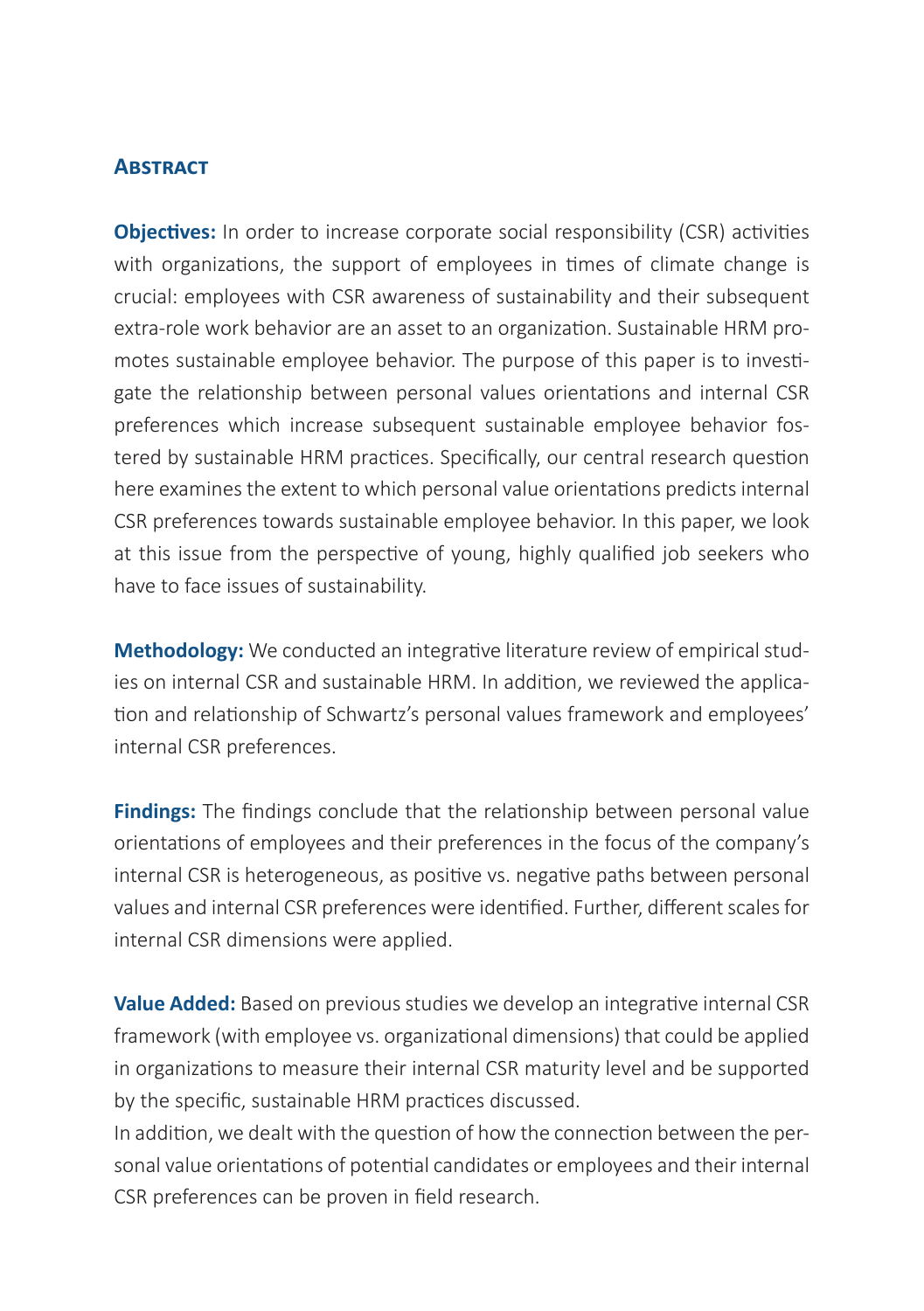## Abstract

**Objectives:** In order to increase corporate social responsibility (CSR) activities with organizations, the support of employees in times of climate change is crucial: employees with CSR awareness of sustainability and their subsequent extra-role work behavior are an asset to an organization. Sustainable HRM promotes sustainable employee behavior. The purpose of this paper is to investigate the relationship between personal values orientations and internal CSR preferences which increase subsequent sustainable employee behavior fostered by sustainable HRM practices. Specifically, our central research question here examines the extent to which personal value orientations predicts internal CSR preferences towards sustainable employee behavior. In this paper, we look at this issue from the perspective of young, highly qualified job seekers who have to face issues of sustainability.

**Methodology:** We conducted an integrative literature review of empirical studies on internal CSR and sustainable HRM. In addition, we reviewed the application and relationship of Schwartz's personal values framework and employees' internal CSR preferences.

**Findings:** The findings conclude that the relationship between personal value orientations of employees and their preferences in the focus of the company's internal CSR is heterogeneous, as positive vs. negative paths between personal values and internal CSR preferences were identified. Further, different scales for internal CSR dimensions were applied.

**Value Added:** Based on previous studies we develop an integrative internal CSR framework (with employee vs. organizational dimensions) that could be applied in organizations to measure their internal CSR maturity level and be supported by the specific, sustainable HRM practices discussed.
In addition, we dealt with the question of how the connection between the personal value orientations of potential candidates or employees and their internal CSR preferences can be proven in field research.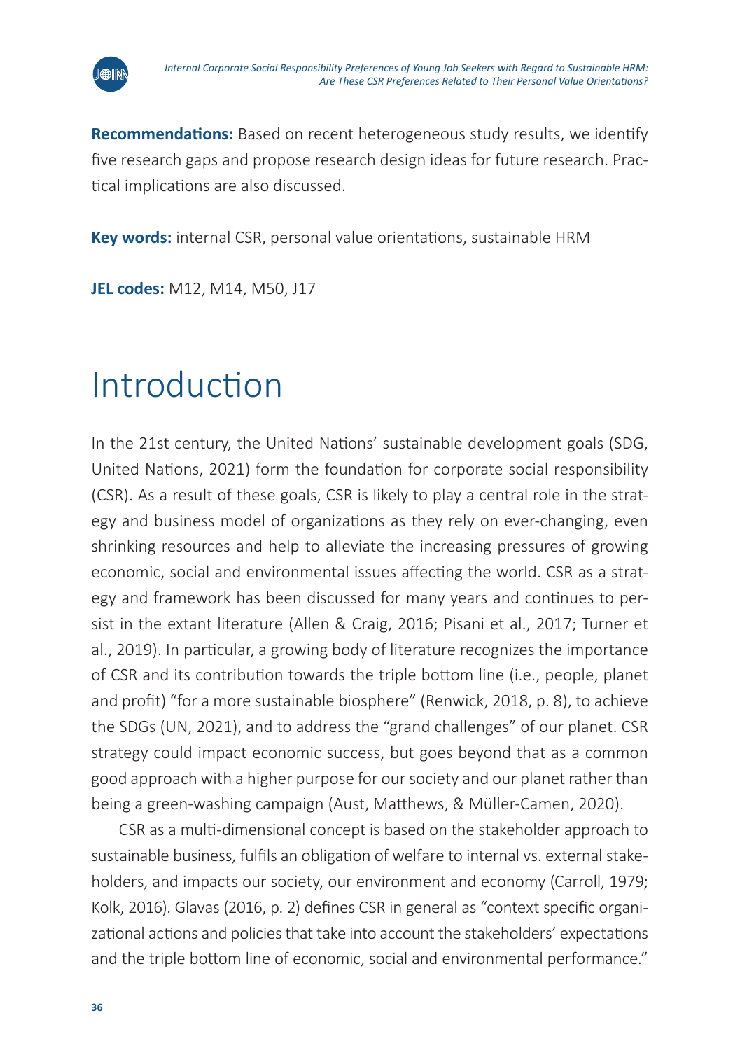**Recommendations:** Based on recent heterogeneous study results, we identify five research gaps and propose research design ideas for future research. Practical implications are also discussed.

**Key words:** internal CSR, personal value orientations, sustainable HRM

**JEL codes:** M12, M14, M50, J17

# Introduction

In the 21st century, the United Nations' sustainable development goals (SDG, United Nations, 2021) form the foundation for corporate social responsibility (CSR). As a result of these goals, CSR is likely to play a central role in the strategy and business model of organizations as they rely on ever-changing, even shrinking resources and help to alleviate the increasing pressures of growing economic, social and environmental issues affecting the world. CSR as a strategy and framework has been discussed for many years and continues to persist in the extant literature (Allen & Craig, 2016; Pisani et al., 2017; Turner et al., 2019). In particular, a growing body of literature recognizes the importance of CSR and its contribution towards the triple bottom line (i.e., people, planet and profit) "for a more sustainable biosphere" (Renwick, 2018, p. 8), to achieve the SDGs (UN, 2021), and to address the "grand challenges" of our planet. CSR strategy could impact economic success, but goes beyond that as a common good approach with a higher purpose for our society and our planet rather than being a green-washing campaign (Aust, Matthews, & Müller-Camen, 2020).

CSR as a multi-dimensional concept is based on the stakeholder approach to sustainable business, fulfils an obligation of welfare to internal vs. external stakeholders, and impacts our society, our environment and economy (Carroll, 1979; Kolk, 2016). Glavas (2016, p. 2) defines CSR in general as "context specific organizational actions and policies that take into account the stakeholders' expectations and the triple bottom line of economic, social and environmental performance."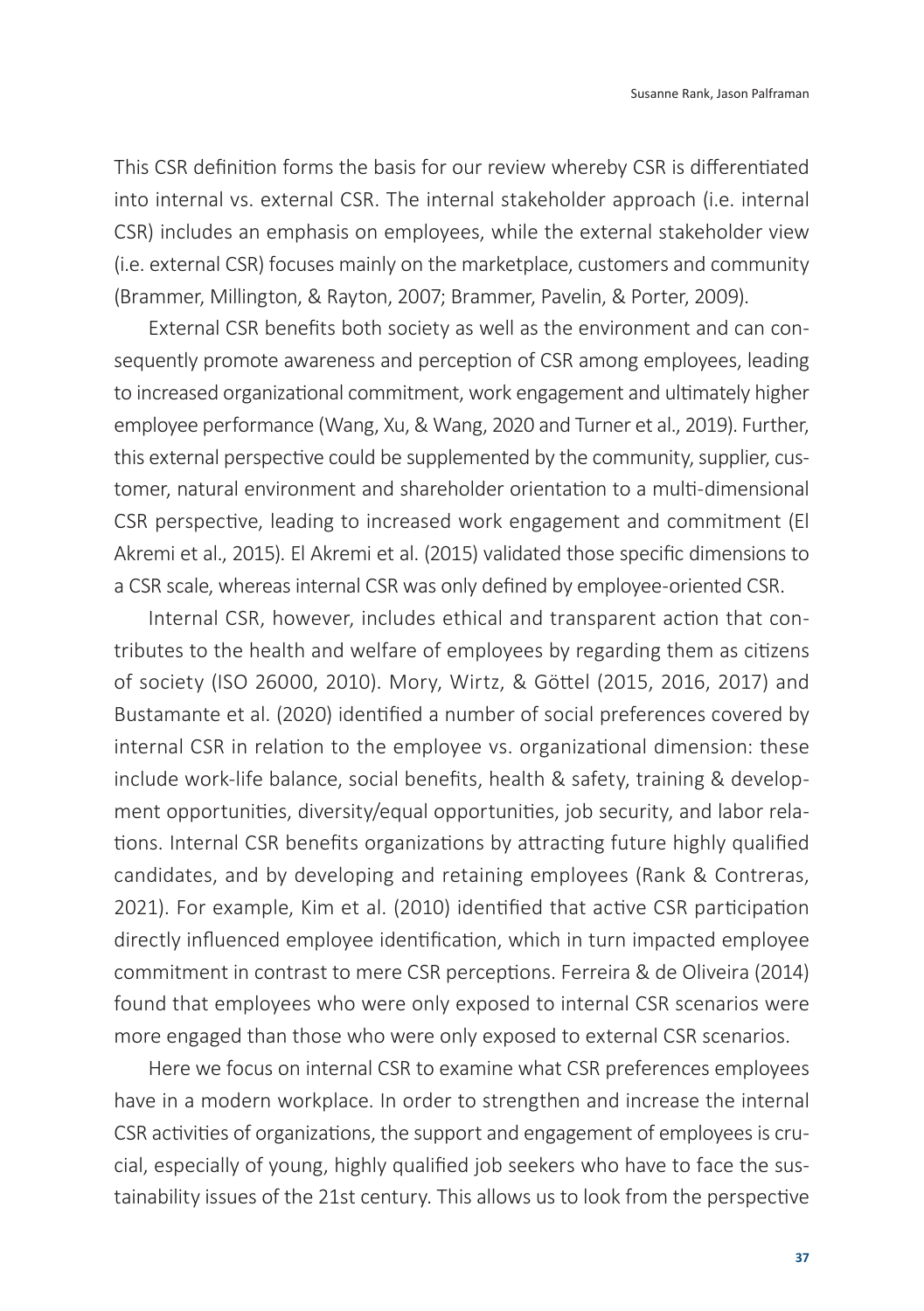This CSR definition forms the basis for our review whereby CSR is differentiated into internal vs. external CSR. The internal stakeholder approach (i.e. internal CSR) includes an emphasis on employees, while the external stakeholder view (i.e. external CSR) focuses mainly on the marketplace, customers and community (Brammer, Millington, & Rayton, 2007; Brammer, Pavelin, & Porter, 2009).

External CSR benefits both society as well as the environment and can consequently promote awareness and perception of CSR among employees, leading to increased organizational commitment, work engagement and ultimately higher employee performance (Wang, Xu, & Wang, 2020 and Turner et al., 2019). Further, this external perspective could be supplemented by the community, supplier, customer, natural environment and shareholder orientation to a multi-dimensional CSR perspective, leading to increased work engagement and commitment (El Akremi et al., 2015). El Akremi et al. (2015) validated those specific dimensions to a CSR scale, whereas internal CSR was only defined by employee-oriented CSR.

Internal CSR, however, includes ethical and transparent action that contributes to the health and welfare of employees by regarding them as citizens of society (ISO 26000, 2010). Mory, Wirtz, & Göttel (2015, 2016, 2017) and Bustamante et al. (2020) identified a number of social preferences covered by internal CSR in relation to the employee vs. organizational dimension: these include work-life balance, social benefits, health & safety, training & development opportunities, diversity/equal opportunities, job security, and labor relations. Internal CSR benefits organizations by attracting future highly qualified candidates, and by developing and retaining employees (Rank & Contreras, 2021). For example, Kim et al. (2010) identified that active CSR participation directly influenced employee identification, which in turn impacted employee commitment in contrast to mere CSR perceptions. Ferreira & de Oliveira (2014) found that employees who were only exposed to internal CSR scenarios were more engaged than those who were only exposed to external CSR scenarios.

Here we focus on internal CSR to examine what CSR preferences employees have in a modern workplace. In order to strengthen and increase the internal CSR activities of organizations, the support and engagement of employees is crucial, especially of young, highly qualified job seekers who have to face the sustainability issues of the 21st century. This allows us to look from the perspective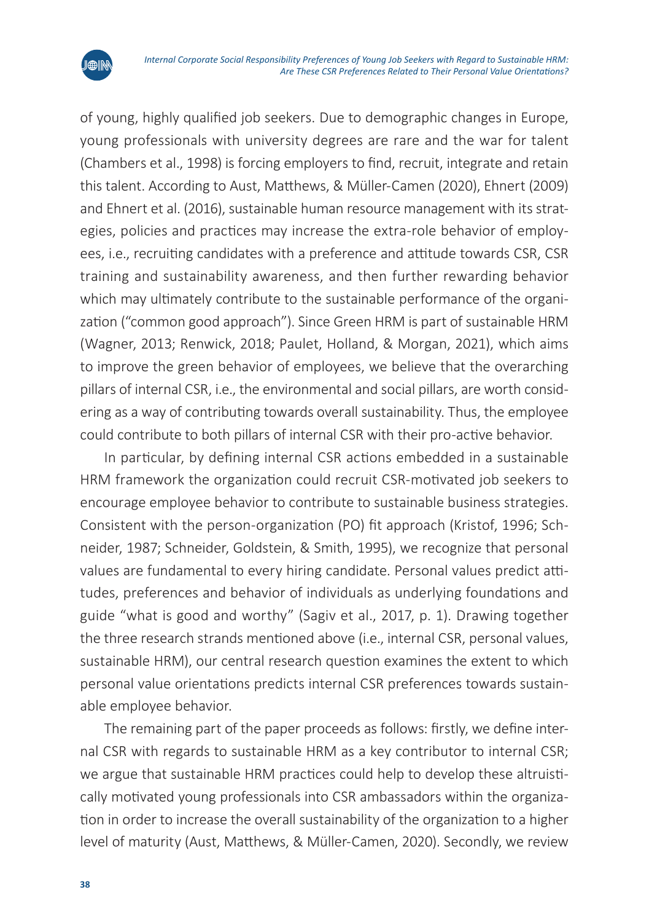of young, highly qualified job seekers. Due to demographic changes in Europe, young professionals with university degrees are rare and the war for talent (Chambers et al., 1998) is forcing employers to find, recruit, integrate and retain this talent. According to Aust, Matthews, & Müller-Camen (2020), Ehnert (2009) and Ehnert et al. (2016), sustainable human resource management with its strategies, policies and practices may increase the extra-role behavior of employees, i.e., recruiting candidates with a preference and attitude towards CSR, CSR training and sustainability awareness, and then further rewarding behavior which may ultimately contribute to the sustainable performance of the organization ("common good approach"). Since Green HRM is part of sustainable HRM (Wagner, 2013; Renwick, 2018; Paulet, Holland, & Morgan, 2021), which aims to improve the green behavior of employees, we believe that the overarching pillars of internal CSR, i.e., the environmental and social pillars, are worth considering as a way of contributing towards overall sustainability. Thus, the employee could contribute to both pillars of internal CSR with their pro-active behavior.

In particular, by defining internal CSR actions embedded in a sustainable HRM framework the organization could recruit CSR-motivated job seekers to encourage employee behavior to contribute to sustainable business strategies. Consistent with the person-organization (PO) fit approach (Kristof, 1996; Schneider, 1987; Schneider, Goldstein, & Smith, 1995), we recognize that personal values are fundamental to every hiring candidate. Personal values predict attitudes, preferences and behavior of individuals as underlying foundations and guide "what is good and worthy" (Sagiv et al., 2017, p. 1). Drawing together the three research strands mentioned above (i.e., internal CSR, personal values, sustainable HRM), our central research question examines the extent to which personal value orientations predicts internal CSR preferences towards sustainable employee behavior.

The remaining part of the paper proceeds as follows: firstly, we define internal CSR with regards to sustainable HRM as a key contributor to internal CSR; we argue that sustainable HRM practices could help to develop these altruistically motivated young professionals into CSR ambassadors within the organization in order to increase the overall sustainability of the organization to a higher level of maturity (Aust, Matthews, & Müller-Camen, 2020). Secondly, we review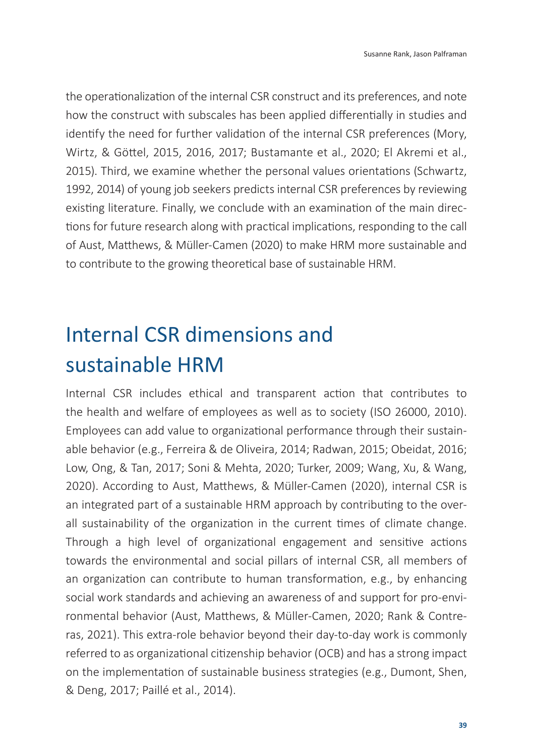the operationalization of the internal CSR construct and its preferences, and note how the construct with subscales has been applied differentially in studies and identify the need for further validation of the internal CSR preferences (Mory, Wirtz, & Göttel, 2015, 2016, 2017; Bustamante et al., 2020; El Akremi et al., 2015). Third, we examine whether the personal values orientations (Schwartz, 1992, 2014) of young job seekers predicts internal CSR preferences by reviewing existing literature. Finally, we conclude with an examination of the main directions for future research along with practical implications, responding to the call of Aust, Matthews, & Müller-Camen (2020) to make HRM more sustainable and to contribute to the growing theoretical base of sustainable HRM.

# Internal CSR dimensions and sustainable HRM

Internal CSR includes ethical and transparent action that contributes to the health and welfare of employees as well as to society (ISO 26000, 2010). Employees can add value to organizational performance through their sustainable behavior (e.g., Ferreira & de Oliveira, 2014; Radwan, 2015; Obeidat, 2016; Low, Ong, & Tan, 2017; Soni & Mehta, 2020; Turker, 2009; Wang, Xu, & Wang, 2020). According to Aust, Matthews, & Müller-Camen (2020), internal CSR is an integrated part of a sustainable HRM approach by contributing to the overall sustainability of the organization in the current times of climate change. Through a high level of organizational engagement and sensitive actions towards the environmental and social pillars of internal CSR, all members of an organization can contribute to human transformation, e.g., by enhancing social work standards and achieving an awareness of and support for pro-environmental behavior (Aust, Matthews, & Müller-Camen, 2020; Rank & Contreras, 2021). This extra-role behavior beyond their day-to-day work is commonly referred to as organizational citizenship behavior (OCB) and has a strong impact on the implementation of sustainable business strategies (e.g., Dumont, Shen, & Deng, 2017; Paillé et al., 2014).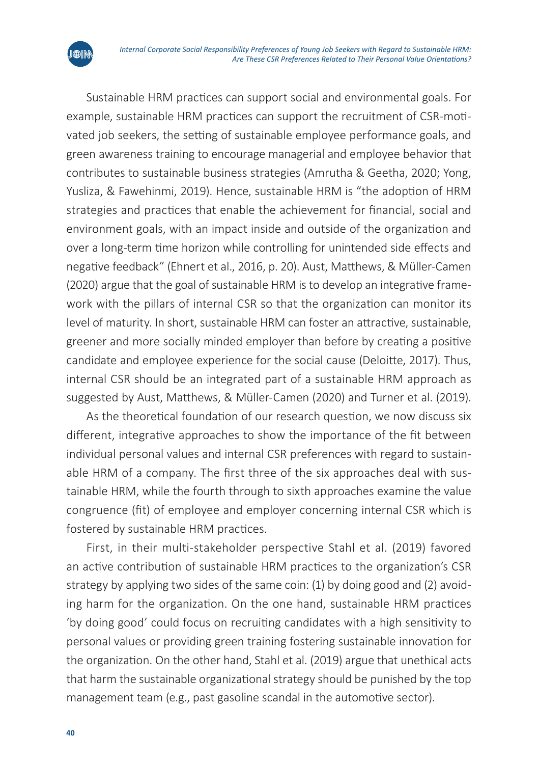Sustainable HRM practices can support social and environmental goals. For example, sustainable HRM practices can support the recruitment of CSR-motivated job seekers, the setting of sustainable employee performance goals, and green awareness training to encourage managerial and employee behavior that contributes to sustainable business strategies (Amrutha & Geetha, 2020; Yong, Yusliza, & Fawehinmi, 2019). Hence, sustainable HRM is "the adoption of HRM strategies and practices that enable the achievement for financial, social and environment goals, with an impact inside and outside of the organization and over a long-term time horizon while controlling for unintended side effects and negative feedback" (Ehnert et al., 2016, p. 20). Aust, Matthews, & Müller-Camen (2020) argue that the goal of sustainable HRM is to develop an integrative framework with the pillars of internal CSR so that the organization can monitor its level of maturity. In short, sustainable HRM can foster an attractive, sustainable, greener and more socially minded employer than before by creating a positive candidate and employee experience for the social cause (Deloitte, 2017). Thus, internal CSR should be an integrated part of a sustainable HRM approach as suggested by Aust, Matthews, & Müller-Camen (2020) and Turner et al. (2019).

As the theoretical foundation of our research question, we now discuss six different, integrative approaches to show the importance of the fit between individual personal values and internal CSR preferences with regard to sustainable HRM of a company. The first three of the six approaches deal with sustainable HRM, while the fourth through to sixth approaches examine the value congruence (fit) of employee and employer concerning internal CSR which is fostered by sustainable HRM practices.

First, in their multi-stakeholder perspective Stahl et al. (2019) favored an active contribution of sustainable HRM practices to the organization's CSR strategy by applying two sides of the same coin: (1) by doing good and (2) avoiding harm for the organization. On the one hand, sustainable HRM practices 'by doing good' could focus on recruiting candidates with a high sensitivity to personal values or providing green training fostering sustainable innovation for the organization. On the other hand, Stahl et al. (2019) argue that unethical acts that harm the sustainable organizational strategy should be punished by the top management team (e.g., past gasoline scandal in the automotive sector).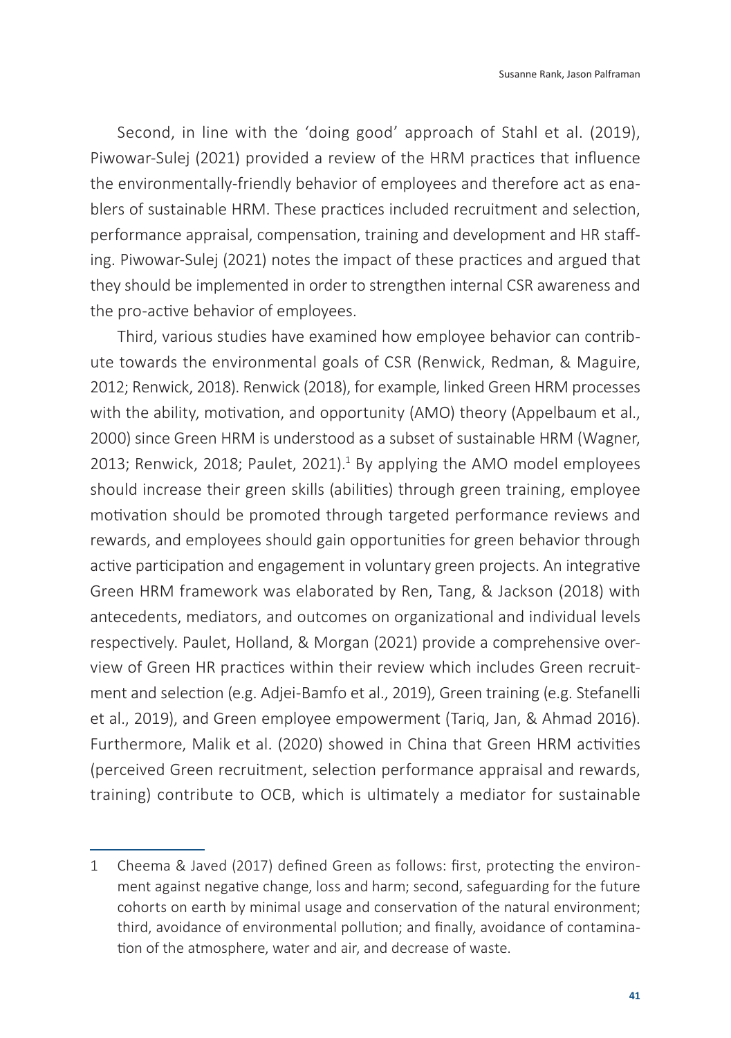Second, in line with the 'doing good' approach of Stahl et al. (2019), Piwowar-Sulej (2021) provided a review of the HRM practices that influence the environmentally-friendly behavior of employees and therefore act as enablers of sustainable HRM. These practices included recruitment and selection, performance appraisal, compensation, training and development and HR staffing. Piwowar-Sulej (2021) notes the impact of these practices and argued that they should be implemented in order to strengthen internal CSR awareness and the pro-active behavior of employees.

Third, various studies have examined how employee behavior can contribute towards the environmental goals of CSR (Renwick, Redman, & Maguire, 2012; Renwick, 2018). Renwick (2018), for example, linked Green HRM processes with the ability, motivation, and opportunity (AMO) theory (Appelbaum et al., 2000) since Green HRM is understood as a subset of sustainable HRM (Wagner, 2013; Renwick, 2018; Paulet, 2021).[1] By applying the AMO model employees should increase their green skills (abilities) through green training, employee motivation should be promoted through targeted performance reviews and rewards, and employees should gain opportunities for green behavior through active participation and engagement in voluntary green projects. An integrative Green HRM framework was elaborated by Ren, Tang, & Jackson (2018) with antecedents, mediators, and outcomes on organizational and individual levels respectively. Paulet, Holland, & Morgan (2021) provide a comprehensive overview of Green HR practices within their review which includes Green recruitment and selection (e.g. Adjei-Bamfo et al., 2019), Green training (e.g. Stefanelli et al., 2019), and Green employee empowerment (Tariq, Jan, & Ahmad 2016). Furthermore, Malik et al. (2020) showed in China that Green HRM activities (perceived Green recruitment, selection performance appraisal and rewards, training) contribute to OCB, which is ultimately a mediator for sustainable

---

1 Cheema & Javed (2017) defined Green as follows: first, protecting the environment against negative change, loss and harm; second, safeguarding for the future cohorts on earth by minimal usage and conservation of the natural environment; third, avoidance of environmental pollution; and finally, avoidance of contamination of the atmosphere, water and air, and decrease of waste.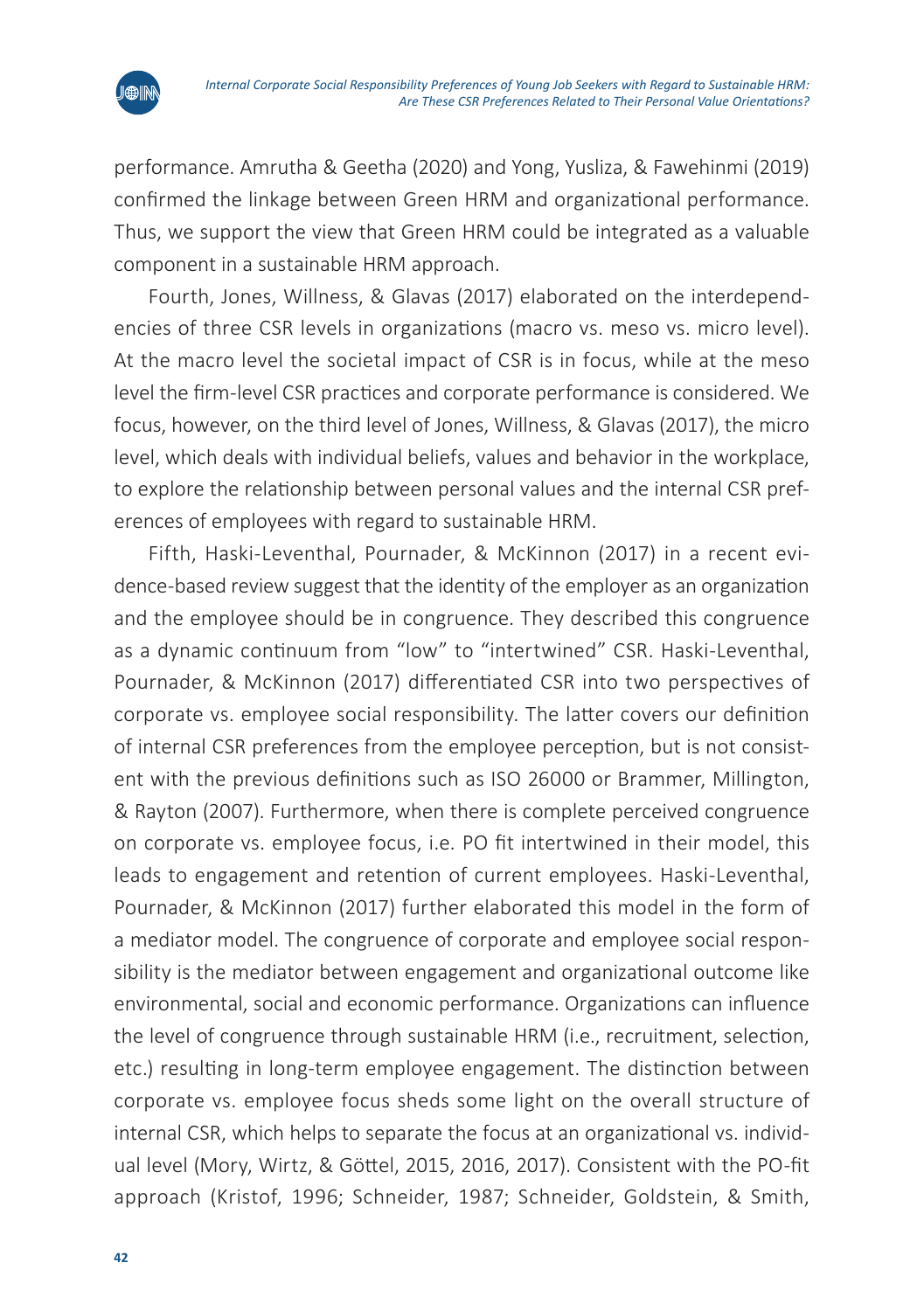performance. Amrutha & Geetha (2020) and Yong, Yusliza, & Fawehinmi (2019) confirmed the linkage between Green HRM and organizational performance. Thus, we support the view that Green HRM could be integrated as a valuable component in a sustainable HRM approach.

Fourth, Jones, Willness, & Glavas (2017) elaborated on the interdependencies of three CSR levels in organizations (macro vs. meso vs. micro level). At the macro level the societal impact of CSR is in focus, while at the meso level the firm-level CSR practices and corporate performance is considered. We focus, however, on the third level of Jones, Willness, & Glavas (2017), the micro level, which deals with individual beliefs, values and behavior in the workplace, to explore the relationship between personal values and the internal CSR preferences of employees with regard to sustainable HRM.

Fifth, Haski-Leventhal, Pournader, & McKinnon (2017) in a recent evidence-based review suggest that the identity of the employer as an organization and the employee should be in congruence. They described this congruence as a dynamic continuum from "low" to "intertwined" CSR. Haski-Leventhal, Pournader, & McKinnon (2017) differentiated CSR into two perspectives of corporate vs. employee social responsibility. The latter covers our definition of internal CSR preferences from the employee perception, but is not consistent with the previous definitions such as ISO 26000 or Brammer, Millington, & Rayton (2007). Furthermore, when there is complete perceived congruence on corporate vs. employee focus, i.e. PO fit intertwined in their model, this leads to engagement and retention of current employees. Haski-Leventhal, Pournader, & McKinnon (2017) further elaborated this model in the form of a mediator model. The congruence of corporate and employee social responsibility is the mediator between engagement and organizational outcome like environmental, social and economic performance. Organizations can influence the level of congruence through sustainable HRM (i.e., recruitment, selection, etc.) resulting in long-term employee engagement. The distinction between corporate vs. employee focus sheds some light on the overall structure of internal CSR, which helps to separate the focus at an organizational vs. individual level (Mory, Wirtz, & Göttel, 2015, 2016, 2017). Consistent with the PO-fit approach (Kristof, 1996; Schneider, 1987; Schneider, Goldstein, & Smith,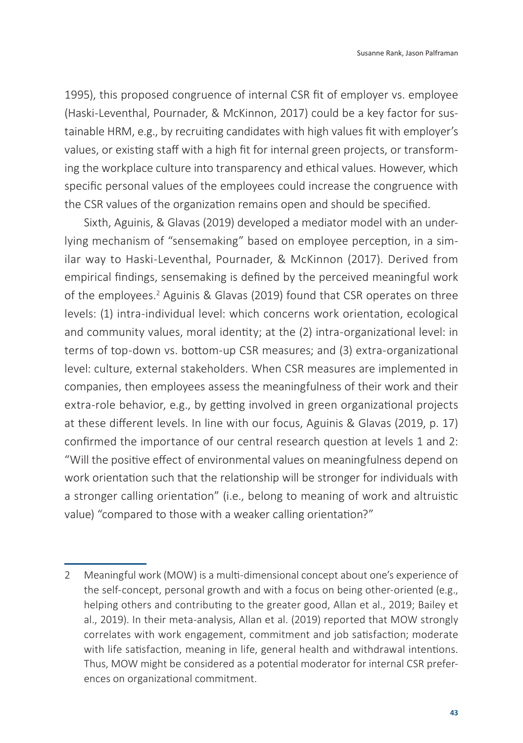1995), this proposed congruence of internal CSR fit of employer vs. employee (Haski-Leventhal, Pournader, & McKinnon, 2017) could be a key factor for sustainable HRM, e.g., by recruiting candidates with high values fit with employer's values, or existing staff with a high fit for internal green projects, or transforming the workplace culture into transparency and ethical values. However, which specific personal values of the employees could increase the congruence with the CSR values of the organization remains open and should be specified.

Sixth, Aguinis, & Glavas (2019) developed a mediator model with an underlying mechanism of "sensemaking" based on employee perception, in a similar way to Haski-Leventhal, Pournader, & McKinnon (2017). Derived from empirical findings, sensemaking is defined by the perceived meaningful work of the employees.[2] Aguinis & Glavas (2019) found that CSR operates on three levels: (1) intra-individual level: which concerns work orientation, ecological and community values, moral identity; at the (2) intra-organizational level: in terms of top-down vs. bottom-up CSR measures; and (3) extra-organizational level: culture, external stakeholders. When CSR measures are implemented in companies, then employees assess the meaningfulness of their work and their extra-role behavior, e.g., by getting involved in green organizational projects at these different levels. In line with our focus, Aguinis & Glavas (2019, p. 17) confirmed the importance of our central research question at levels 1 and 2: "Will the positive effect of environmental values on meaningfulness depend on work orientation such that the relationship will be stronger for individuals with a stronger calling orientation" (i.e., belong to meaning of work and altruistic value) "compared to those with a weaker calling orientation?"

---

2 Meaningful work (MOW) is a multi-dimensional concept about one's experience of the self-concept, personal growth and with a focus on being other-oriented (e.g., helping others and contributing to the greater good, Allan et al., 2019; Bailey et al., 2019). In their meta-analysis, Allan et al. (2019) reported that MOW strongly correlates with work engagement, commitment and job satisfaction; moderate with life satisfaction, meaning in life, general health and withdrawal intentions. Thus, MOW might be considered as a potential moderator for internal CSR preferences on organizational commitment.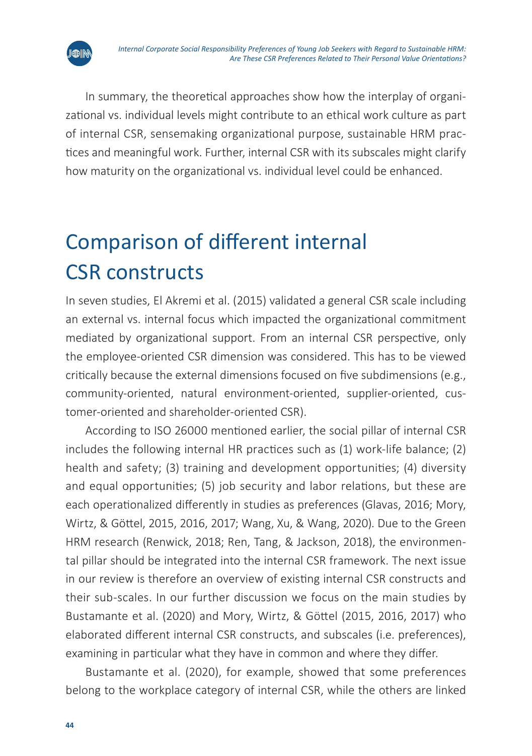In summary, the theoretical approaches show how the interplay of organizational vs. individual levels might contribute to an ethical work culture as part of internal CSR, sensemaking organizational purpose, sustainable HRM practices and meaningful work. Further, internal CSR with its subscales might clarify how maturity on the organizational vs. individual level could be enhanced.

# Comparison of different internal CSR constructs

In seven studies, El Akremi et al. (2015) validated a general CSR scale including an external vs. internal focus which impacted the organizational commitment mediated by organizational support. From an internal CSR perspective, only the employee-oriented CSR dimension was considered. This has to be viewed critically because the external dimensions focused on five subdimensions (e.g., community-oriented, natural environment-oriented, supplier-oriented, customer-oriented and shareholder-oriented CSR).

According to ISO 26000 mentioned earlier, the social pillar of internal CSR includes the following internal HR practices such as (1) work-life balance; (2) health and safety; (3) training and development opportunities; (4) diversity and equal opportunities; (5) job security and labor relations, but these are each operationalized differently in studies as preferences (Glavas, 2016; Mory, Wirtz, & Göttel, 2015, 2016, 2017; Wang, Xu, & Wang, 2020). Due to the Green HRM research (Renwick, 2018; Ren, Tang, & Jackson, 2018), the environmental pillar should be integrated into the internal CSR framework. The next issue in our review is therefore an overview of existing internal CSR constructs and their sub-scales. In our further discussion we focus on the main studies by Bustamante et al. (2020) and Mory, Wirtz, & Göttel (2015, 2016, 2017) who elaborated different internal CSR constructs, and subscales (i.e. preferences), examining in particular what they have in common and where they differ.

Bustamante et al. (2020), for example, showed that some preferences belong to the workplace category of internal CSR, while the others are linked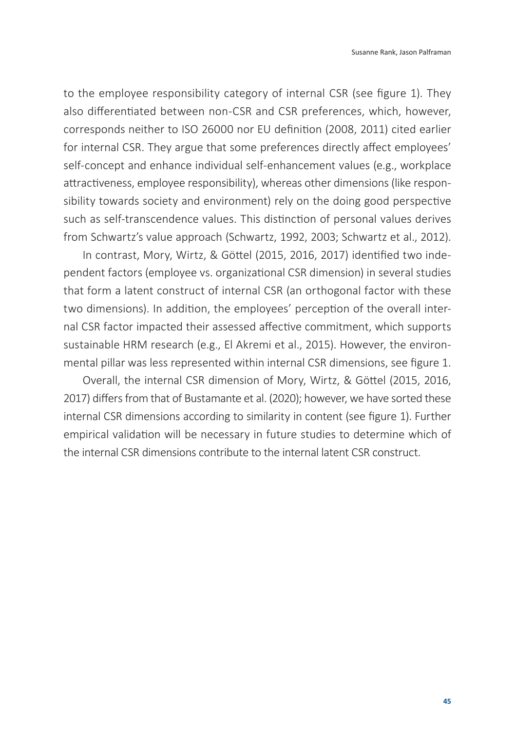to the employee responsibility category of internal CSR (see figure 1). They also differentiated between non-CSR and CSR preferences, which, however, corresponds neither to ISO 26000 nor EU definition (2008, 2011) cited earlier for internal CSR. They argue that some preferences directly affect employees' self-concept and enhance individual self-enhancement values (e.g., workplace attractiveness, employee responsibility), whereas other dimensions (like responsibility towards society and environment) rely on the doing good perspective such as self-transcendence values. This distinction of personal values derives from Schwartz's value approach (Schwartz, 1992, 2003; Schwartz et al., 2012).

In contrast, Mory, Wirtz, & Göttel (2015, 2016, 2017) identified two independent factors (employee vs. organizational CSR dimension) in several studies that form a latent construct of internal CSR (an orthogonal factor with these two dimensions). In addition, the employees' perception of the overall internal CSR factor impacted their assessed affective commitment, which supports sustainable HRM research (e.g., El Akremi et al., 2015). However, the environmental pillar was less represented within internal CSR dimensions, see figure 1.

Overall, the internal CSR dimension of Mory, Wirtz, & Göttel (2015, 2016, 2017) differs from that of Bustamante et al. (2020); however, we have sorted these internal CSR dimensions according to similarity in content (see figure 1). Further empirical validation will be necessary in future studies to determine which of the internal CSR dimensions contribute to the internal latent CSR construct.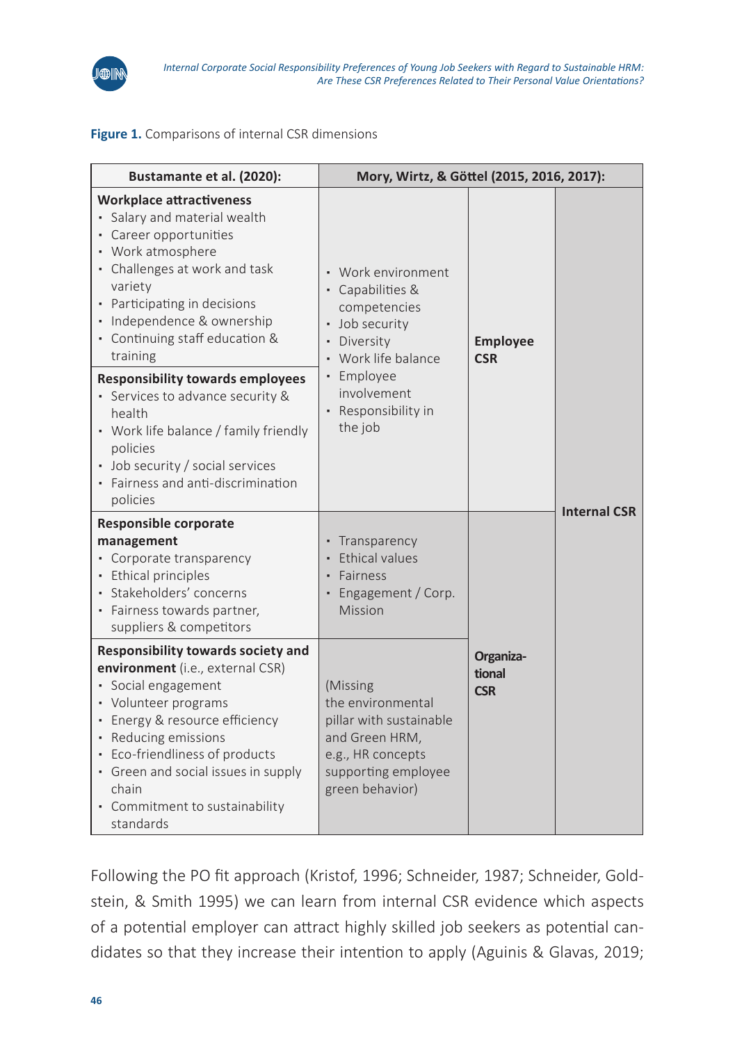**Figure 1.** Comparisons of internal CSR dimensions

| Bustamante et al. (2020): | Mory, Wirtz, & Göttel (2015, 2016, 2017): | | |
|---|---|---|---|
| **Workplace attractiveness**<br>• Salary and material wealth<br>• Career opportunities<br>• Work atmosphere<br>• Challenges at work and task variety<br>• Participating in decisions<br>• Independence & ownership<br>• Continuing staff education & training | • Work environment<br>• Capabilities & competencies<br>• Job security<br>• Diversity<br>• Work life balance<br>• Employee involvement<br>• Responsibility in the job | **Employee CSR** | **Internal CSR** |
| **Responsibility towards employees**<br>• Services to advance security & health<br>• Work life balance / family friendly policies<br>• Job security / social services<br>• Fairness and anti-discrimination policies | | | |
| **Responsible corporate management**<br>• Corporate transparency<br>• Ethical principles<br>• Stakeholders' concerns<br>• Fairness towards partner, suppliers & competitors | • Transparency<br>• Ethical values<br>• Fairness<br>• Engagement / Corp. Mission | **Organizational CSR** | |
| **Responsibility towards society and environment** (i.e., external CSR)<br>• Social engagement<br>• Volunteer programs<br>• Energy & resource efficiency<br>• Reducing emissions<br>• Eco-friendliness of products<br>• Green and social issues in supply chain<br>• Commitment to sustainability standards | (Missing the environmental pillar with sustainable and Green HRM, e.g., HR concepts supporting employee green behavior) | | |

Following the PO fit approach (Kristof, 1996; Schneider, 1987; Schneider, Goldstein, & Smith 1995) we can learn from internal CSR evidence which aspects of a potential employer can attract highly skilled job seekers as potential candidates so that they increase their intention to apply (Aguinis & Glavas, 2019;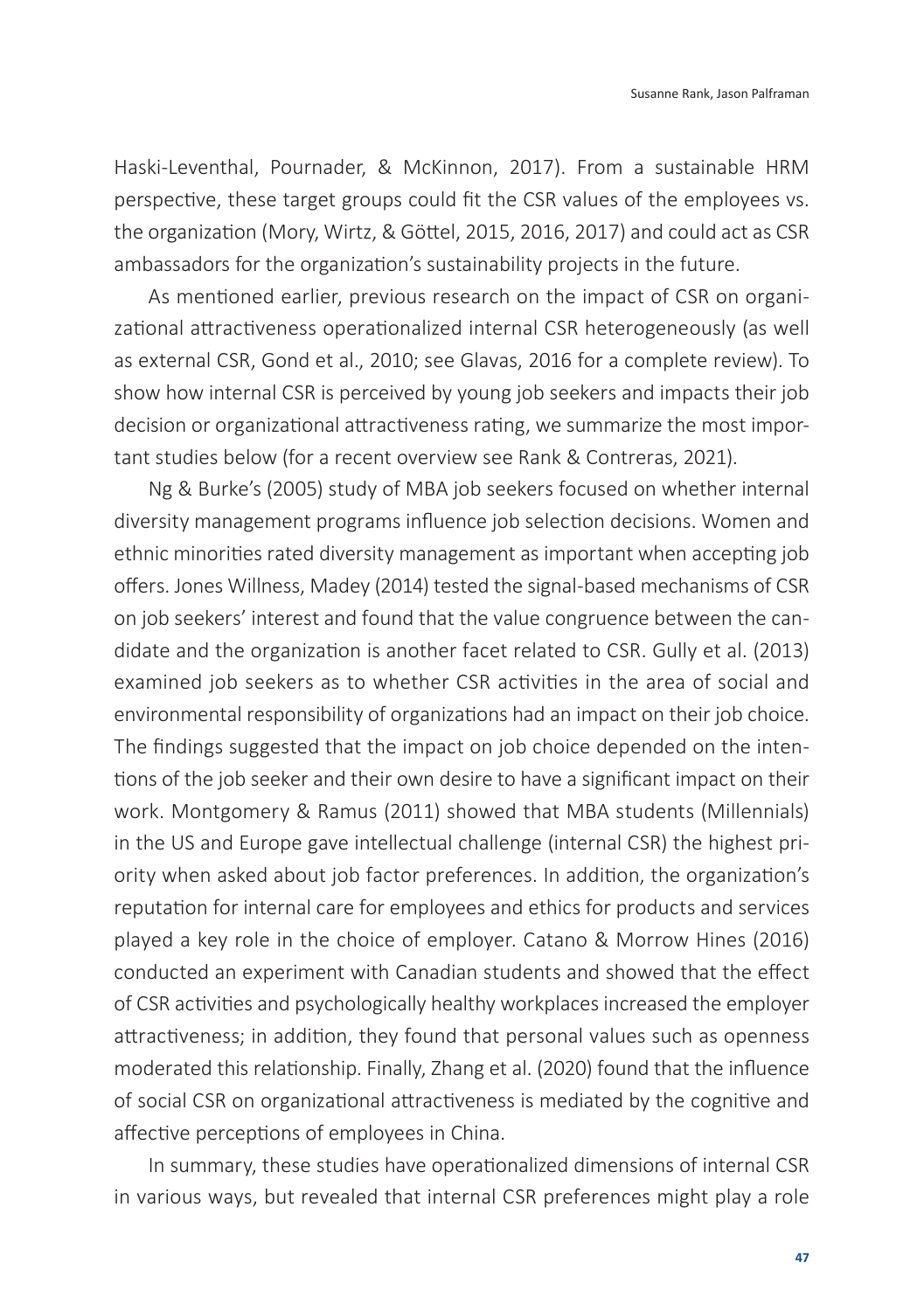Haski-Leventhal, Pournader, & McKinnon, 2017). From a sustainable HRM perspective, these target groups could fit the CSR values of the employees vs. the organization (Mory, Wirtz, & Göttel, 2015, 2016, 2017) and could act as CSR ambassadors for the organization's sustainability projects in the future.

As mentioned earlier, previous research on the impact of CSR on organizational attractiveness operationalized internal CSR heterogeneously (as well as external CSR, Gond et al., 2010; see Glavas, 2016 for a complete review). To show how internal CSR is perceived by young job seekers and impacts their job decision or organizational attractiveness rating, we summarize the most important studies below (for a recent overview see Rank & Contreras, 2021).

Ng & Burke's (2005) study of MBA job seekers focused on whether internal diversity management programs influence job selection decisions. Women and ethnic minorities rated diversity management as important when accepting job offers. Jones Willness, Madey (2014) tested the signal-based mechanisms of CSR on job seekers' interest and found that the value congruence between the candidate and the organization is another facet related to CSR. Gully et al. (2013) examined job seekers as to whether CSR activities in the area of social and environmental responsibility of organizations had an impact on their job choice. The findings suggested that the impact on job choice depended on the intentions of the job seeker and their own desire to have a significant impact on their work. Montgomery & Ramus (2011) showed that MBA students (Millennials) in the US and Europe gave intellectual challenge (internal CSR) the highest priority when asked about job factor preferences. In addition, the organization's reputation for internal care for employees and ethics for products and services played a key role in the choice of employer. Catano & Morrow Hines (2016) conducted an experiment with Canadian students and showed that the effect of CSR activities and psychologically healthy workplaces increased the employer attractiveness; in addition, they found that personal values such as openness moderated this relationship. Finally, Zhang et al. (2020) found that the influence of social CSR on organizational attractiveness is mediated by the cognitive and affective perceptions of employees in China.

In summary, these studies have operationalized dimensions of internal CSR in various ways, but revealed that internal CSR preferences might play a role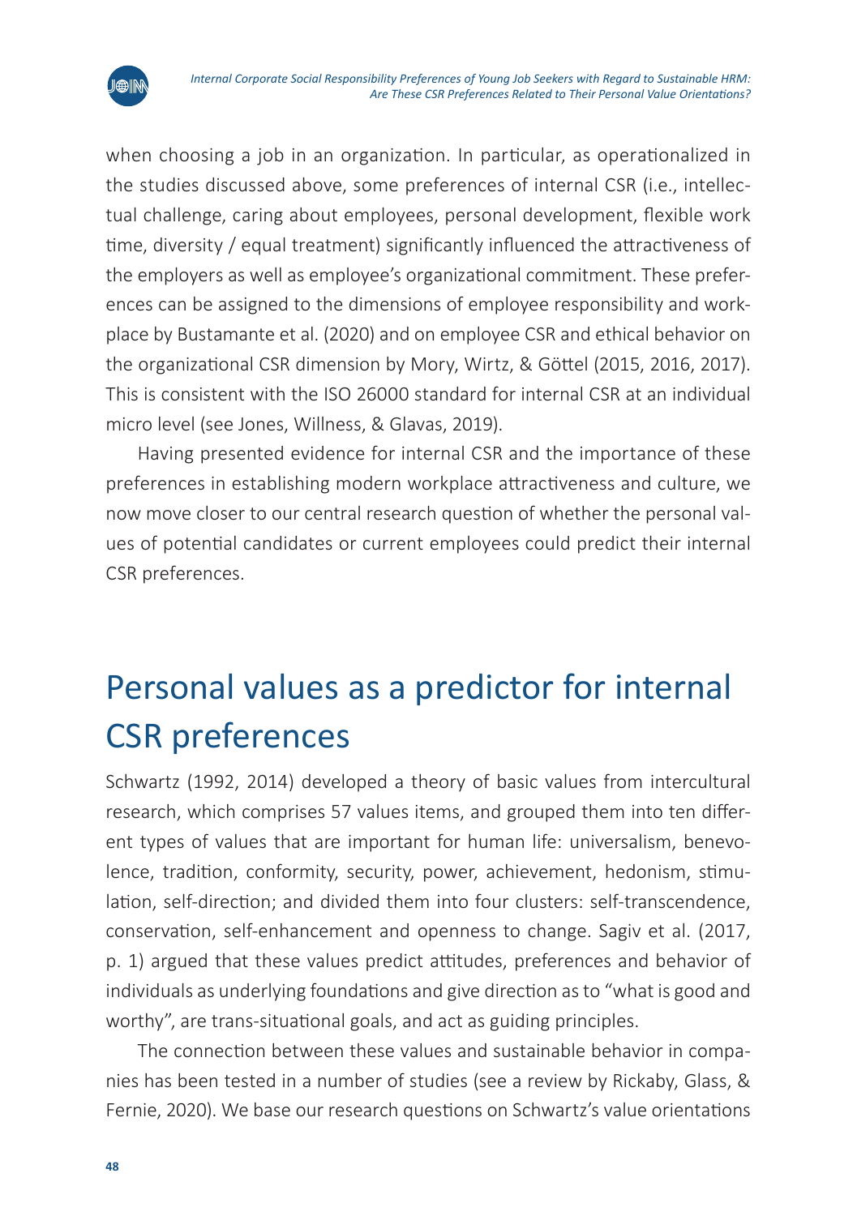when choosing a job in an organization. In particular, as operationalized in the studies discussed above, some preferences of internal CSR (i.e., intellectual challenge, caring about employees, personal development, flexible work time, diversity / equal treatment) significantly influenced the attractiveness of the employers as well as employee's organizational commitment. These preferences can be assigned to the dimensions of employee responsibility and workplace by Bustamante et al. (2020) and on employee CSR and ethical behavior on the organizational CSR dimension by Mory, Wirtz, & Göttel (2015, 2016, 2017). This is consistent with the ISO 26000 standard for internal CSR at an individual micro level (see Jones, Willness, & Glavas, 2019).

Having presented evidence for internal CSR and the importance of these preferences in establishing modern workplace attractiveness and culture, we now move closer to our central research question of whether the personal values of potential candidates or current employees could predict their internal CSR preferences.

## Personal values as a predictor for internal CSR preferences

Schwartz (1992, 2014) developed a theory of basic values from intercultural research, which comprises 57 values items, and grouped them into ten different types of values that are important for human life: universalism, benevolence, tradition, conformity, security, power, achievement, hedonism, stimulation, self-direction; and divided them into four clusters: self-transcendence, conservation, self-enhancement and openness to change. Sagiv et al. (2017, p. 1) argued that these values predict attitudes, preferences and behavior of individuals as underlying foundations and give direction as to "what is good and worthy", are trans-situational goals, and act as guiding principles.

The connection between these values and sustainable behavior in companies has been tested in a number of studies (see a review by Rickaby, Glass, & Fernie, 2020). We base our research questions on Schwartz's value orientations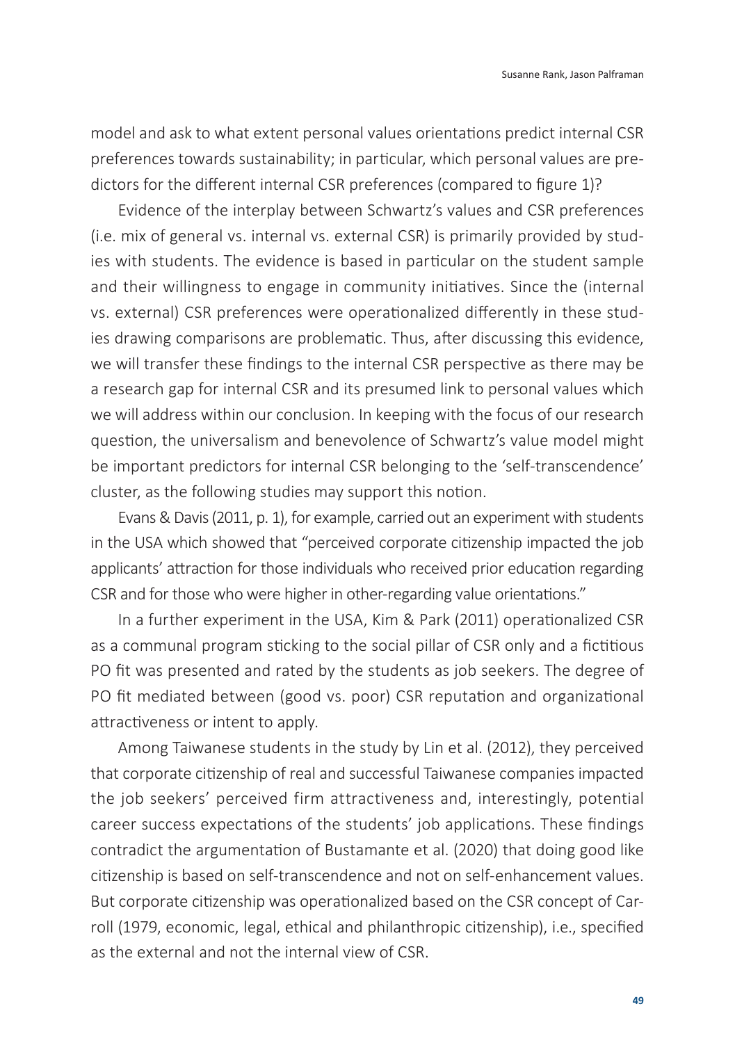model and ask to what extent personal values orientations predict internal CSR preferences towards sustainability; in particular, which personal values are predictors for the different internal CSR preferences (compared to figure 1)?

Evidence of the interplay between Schwartz's values and CSR preferences (i.e. mix of general vs. internal vs. external CSR) is primarily provided by studies with students. The evidence is based in particular on the student sample and their willingness to engage in community initiatives. Since the (internal vs. external) CSR preferences were operationalized differently in these studies drawing comparisons are problematic. Thus, after discussing this evidence, we will transfer these findings to the internal CSR perspective as there may be a research gap for internal CSR and its presumed link to personal values which we will address within our conclusion. In keeping with the focus of our research question, the universalism and benevolence of Schwartz's value model might be important predictors for internal CSR belonging to the 'self-transcendence' cluster, as the following studies may support this notion.

Evans & Davis (2011, p. 1), for example, carried out an experiment with students in the USA which showed that "perceived corporate citizenship impacted the job applicants' attraction for those individuals who received prior education regarding CSR and for those who were higher in other-regarding value orientations."

In a further experiment in the USA, Kim & Park (2011) operationalized CSR as a communal program sticking to the social pillar of CSR only and a fictitious PO fit was presented and rated by the students as job seekers. The degree of PO fit mediated between (good vs. poor) CSR reputation and organizational attractiveness or intent to apply.

Among Taiwanese students in the study by Lin et al. (2012), they perceived that corporate citizenship of real and successful Taiwanese companies impacted the job seekers' perceived firm attractiveness and, interestingly, potential career success expectations of the students' job applications. These findings contradict the argumentation of Bustamante et al. (2020) that doing good like citizenship is based on self-transcendence and not on self-enhancement values. But corporate citizenship was operationalized based on the CSR concept of Carroll (1979, economic, legal, ethical and philanthropic citizenship), i.e., specified as the external and not the internal view of CSR.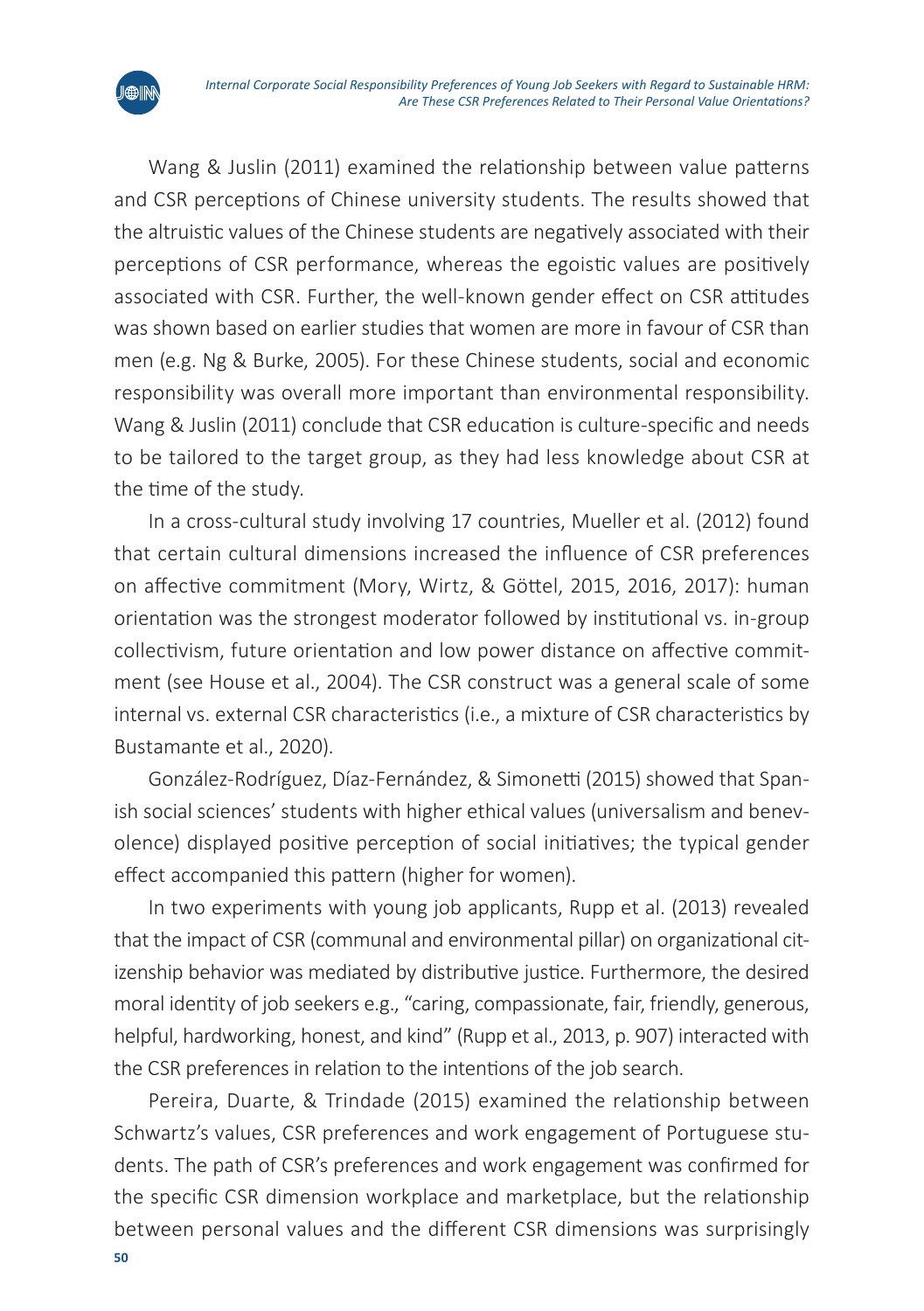Wang & Juslin (2011) examined the relationship between value patterns and CSR perceptions of Chinese university students. The results showed that the altruistic values of the Chinese students are negatively associated with their perceptions of CSR performance, whereas the egoistic values are positively associated with CSR. Further, the well-known gender effect on CSR attitudes was shown based on earlier studies that women are more in favour of CSR than men (e.g. Ng & Burke, 2005). For these Chinese students, social and economic responsibility was overall more important than environmental responsibility. Wang & Juslin (2011) conclude that CSR education is culture-specific and needs to be tailored to the target group, as they had less knowledge about CSR at the time of the study.

In a cross-cultural study involving 17 countries, Mueller et al. (2012) found that certain cultural dimensions increased the influence of CSR preferences on affective commitment (Mory, Wirtz, & Göttel, 2015, 2016, 2017): human orientation was the strongest moderator followed by institutional vs. in-group collectivism, future orientation and low power distance on affective commitment (see House et al., 2004). The CSR construct was a general scale of some internal vs. external CSR characteristics (i.e., a mixture of CSR characteristics by Bustamante et al., 2020).

González-Rodríguez, Díaz-Fernández, & Simonetti (2015) showed that Spanish social sciences' students with higher ethical values (universalism and benevolence) displayed positive perception of social initiatives; the typical gender effect accompanied this pattern (higher for women).

In two experiments with young job applicants, Rupp et al. (2013) revealed that the impact of CSR (communal and environmental pillar) on organizational citizenship behavior was mediated by distributive justice. Furthermore, the desired moral identity of job seekers e.g., "caring, compassionate, fair, friendly, generous, helpful, hardworking, honest, and kind" (Rupp et al., 2013, p. 907) interacted with the CSR preferences in relation to the intentions of the job search.

Pereira, Duarte, & Trindade (2015) examined the relationship between Schwartz's values, CSR preferences and work engagement of Portuguese students. The path of CSR's preferences and work engagement was confirmed for the specific CSR dimension workplace and marketplace, but the relationship between personal values and the different CSR dimensions was surprisingly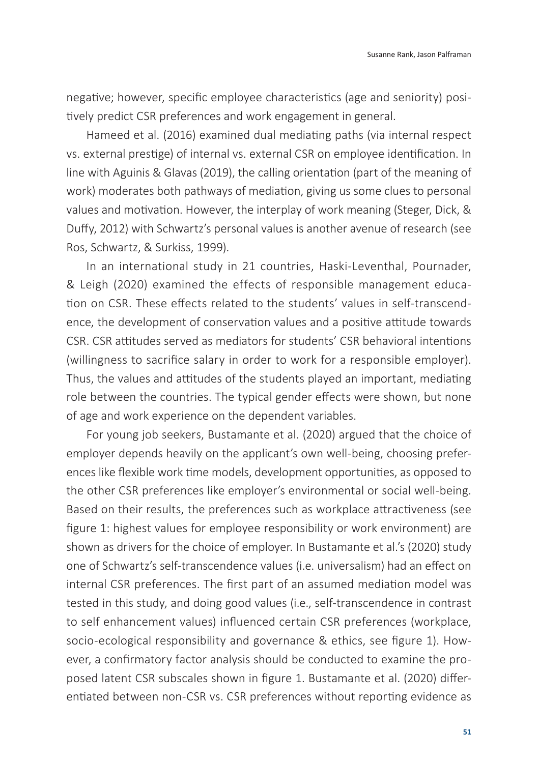negative; however, specific employee characteristics (age and seniority) positively predict CSR preferences and work engagement in general.

Hameed et al. (2016) examined dual mediating paths (via internal respect vs. external prestige) of internal vs. external CSR on employee identification. In line with Aguinis & Glavas (2019), the calling orientation (part of the meaning of work) moderates both pathways of mediation, giving us some clues to personal values and motivation. However, the interplay of work meaning (Steger, Dick, & Duffy, 2012) with Schwartz's personal values is another avenue of research (see Ros, Schwartz, & Surkiss, 1999).

In an international study in 21 countries, Haski-Leventhal, Pournader, & Leigh (2020) examined the effects of responsible management education on CSR. These effects related to the students' values in self-transcendence, the development of conservation values and a positive attitude towards CSR. CSR attitudes served as mediators for students' CSR behavioral intentions (willingness to sacrifice salary in order to work for a responsible employer). Thus, the values and attitudes of the students played an important, mediating role between the countries. The typical gender effects were shown, but none of age and work experience on the dependent variables.

For young job seekers, Bustamante et al. (2020) argued that the choice of employer depends heavily on the applicant's own well-being, choosing preferences like flexible work time models, development opportunities, as opposed to the other CSR preferences like employer's environmental or social well-being. Based on their results, the preferences such as workplace attractiveness (see figure 1: highest values for employee responsibility or work environment) are shown as drivers for the choice of employer. In Bustamante et al.'s (2020) study one of Schwartz's self-transcendence values (i.e. universalism) had an effect on internal CSR preferences. The first part of an assumed mediation model was tested in this study, and doing good values (i.e., self-transcendence in contrast to self enhancement values) influenced certain CSR preferences (workplace, socio-ecological responsibility and governance & ethics, see figure 1). However, a confirmatory factor analysis should be conducted to examine the proposed latent CSR subscales shown in figure 1. Bustamante et al. (2020) differentiated between non-CSR vs. CSR preferences without reporting evidence as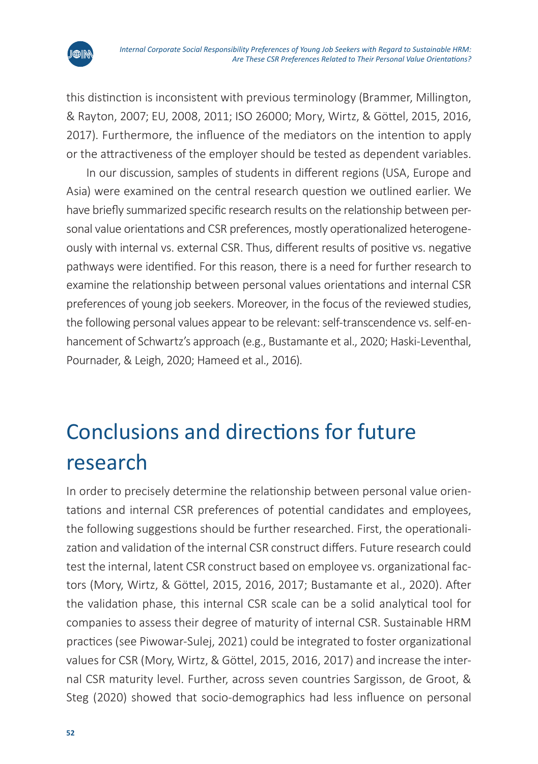this distinction is inconsistent with previous terminology (Brammer, Millington, & Rayton, 2007; EU, 2008, 2011; ISO 26000; Mory, Wirtz, & Göttel, 2015, 2016, 2017). Furthermore, the influence of the mediators on the intention to apply or the attractiveness of the employer should be tested as dependent variables.

In our discussion, samples of students in different regions (USA, Europe and Asia) were examined on the central research question we outlined earlier. We have briefly summarized specific research results on the relationship between personal value orientations and CSR preferences, mostly operationalized heterogeneously with internal vs. external CSR. Thus, different results of positive vs. negative pathways were identified. For this reason, there is a need for further research to examine the relationship between personal values orientations and internal CSR preferences of young job seekers. Moreover, in the focus of the reviewed studies, the following personal values appear to be relevant: self-transcendence vs. self-enhancement of Schwartz's approach (e.g., Bustamante et al., 2020; Haski-Leventhal, Pournader, & Leigh, 2020; Hameed et al., 2016).

# Conclusions and directions for future research

In order to precisely determine the relationship between personal value orientations and internal CSR preferences of potential candidates and employees, the following suggestions should be further researched. First, the operationalization and validation of the internal CSR construct differs. Future research could test the internal, latent CSR construct based on employee vs. organizational factors (Mory, Wirtz, & Göttel, 2015, 2016, 2017; Bustamante et al., 2020). After the validation phase, this internal CSR scale can be a solid analytical tool for companies to assess their degree of maturity of internal CSR. Sustainable HRM practices (see Piwowar-Sulej, 2021) could be integrated to foster organizational values for CSR (Mory, Wirtz, & Göttel, 2015, 2016, 2017) and increase the internal CSR maturity level. Further, across seven countries Sargisson, de Groot, & Steg (2020) showed that socio-demographics had less influence on personal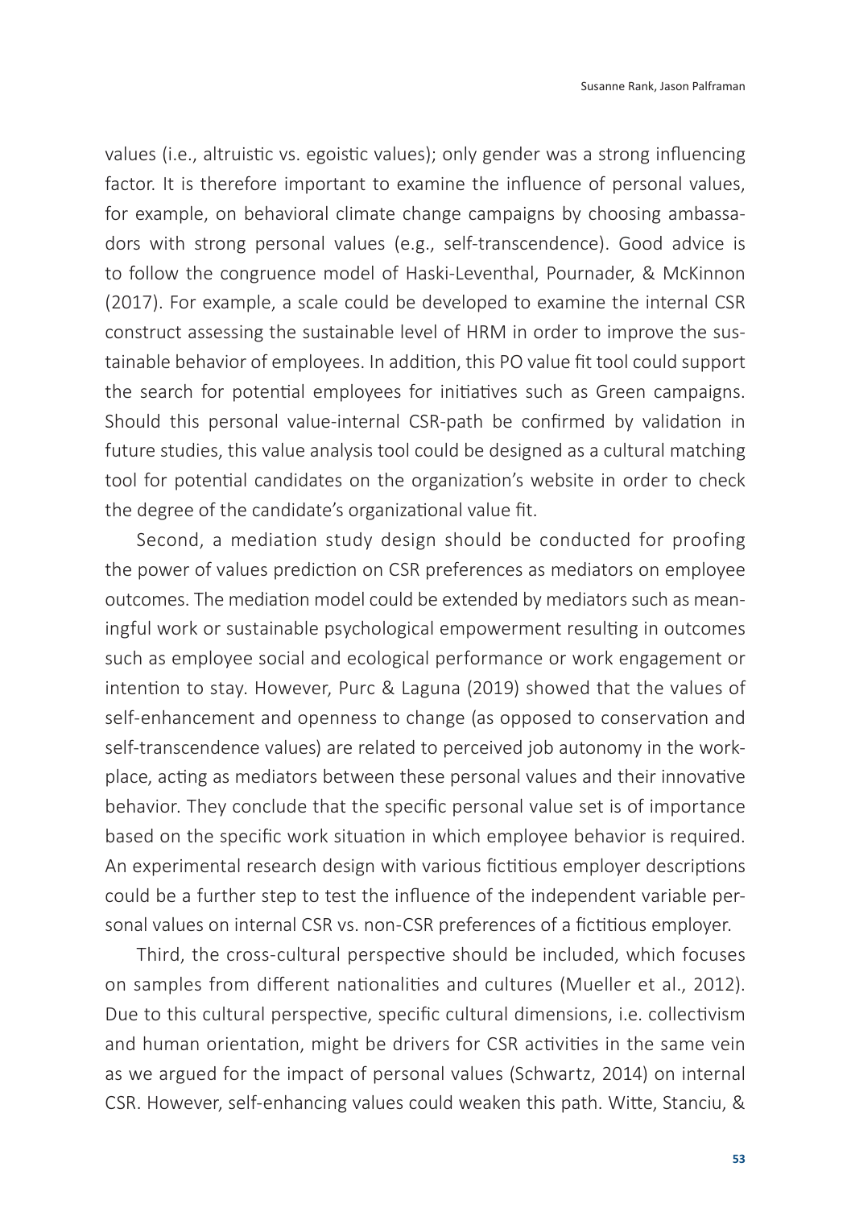values (i.e., altruistic vs. egoistic values); only gender was a strong influencing factor. It is therefore important to examine the influence of personal values, for example, on behavioral climate change campaigns by choosing ambassadors with strong personal values (e.g., self-transcendence). Good advice is to follow the congruence model of Haski-Leventhal, Pournader, & McKinnon (2017). For example, a scale could be developed to examine the internal CSR construct assessing the sustainable level of HRM in order to improve the sustainable behavior of employees. In addition, this PO value fit tool could support the search for potential employees for initiatives such as Green campaigns. Should this personal value-internal CSR-path be confirmed by validation in future studies, this value analysis tool could be designed as a cultural matching tool for potential candidates on the organization's website in order to check the degree of the candidate's organizational value fit.

Second, a mediation study design should be conducted for proofing the power of values prediction on CSR preferences as mediators on employee outcomes. The mediation model could be extended by mediators such as meaningful work or sustainable psychological empowerment resulting in outcomes such as employee social and ecological performance or work engagement or intention to stay. However, Purc & Laguna (2019) showed that the values of self-enhancement and openness to change (as opposed to conservation and self-transcendence values) are related to perceived job autonomy in the workplace, acting as mediators between these personal values and their innovative behavior. They conclude that the specific personal value set is of importance based on the specific work situation in which employee behavior is required. An experimental research design with various fictitious employer descriptions could be a further step to test the influence of the independent variable personal values on internal CSR vs. non-CSR preferences of a fictitious employer.

Third, the cross-cultural perspective should be included, which focuses on samples from different nationalities and cultures (Mueller et al., 2012). Due to this cultural perspective, specific cultural dimensions, i.e. collectivism and human orientation, might be drivers for CSR activities in the same vein as we argued for the impact of personal values (Schwartz, 2014) on internal CSR. However, self-enhancing values could weaken this path. Witte, Stanciu, &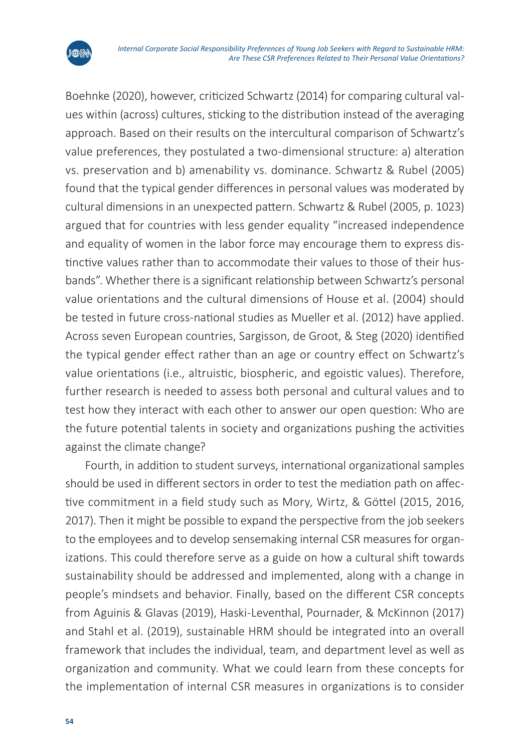Boehnke (2020), however, criticized Schwartz (2014) for comparing cultural values within (across) cultures, sticking to the distribution instead of the averaging approach. Based on their results on the intercultural comparison of Schwartz's value preferences, they postulated a two-dimensional structure: a) alteration vs. preservation and b) amenability vs. dominance. Schwartz & Rubel (2005) found that the typical gender differences in personal values was moderated by cultural dimensions in an unexpected pattern. Schwartz & Rubel (2005, p. 1023) argued that for countries with less gender equality "increased independence and equality of women in the labor force may encourage them to express distinctive values rather than to accommodate their values to those of their husbands". Whether there is a significant relationship between Schwartz's personal value orientations and the cultural dimensions of House et al. (2004) should be tested in future cross-national studies as Mueller et al. (2012) have applied. Across seven European countries, Sargisson, de Groot, & Steg (2020) identified the typical gender effect rather than an age or country effect on Schwartz's value orientations (i.e., altruistic, biospheric, and egoistic values). Therefore, further research is needed to assess both personal and cultural values and to test how they interact with each other to answer our open question: Who are the future potential talents in society and organizations pushing the activities against the climate change?

Fourth, in addition to student surveys, international organizational samples should be used in different sectors in order to test the mediation path on affective commitment in a field study such as Mory, Wirtz, & Göttel (2015, 2016, 2017). Then it might be possible to expand the perspective from the job seekers to the employees and to develop sensemaking internal CSR measures for organizations. This could therefore serve as a guide on how a cultural shift towards sustainability should be addressed and implemented, along with a change in people's mindsets and behavior. Finally, based on the different CSR concepts from Aguinis & Glavas (2019), Haski-Leventhal, Pournader, & McKinnon (2017) and Stahl et al. (2019), sustainable HRM should be integrated into an overall framework that includes the individual, team, and department level as well as organization and community. What we could learn from these concepts for the implementation of internal CSR measures in organizations is to consider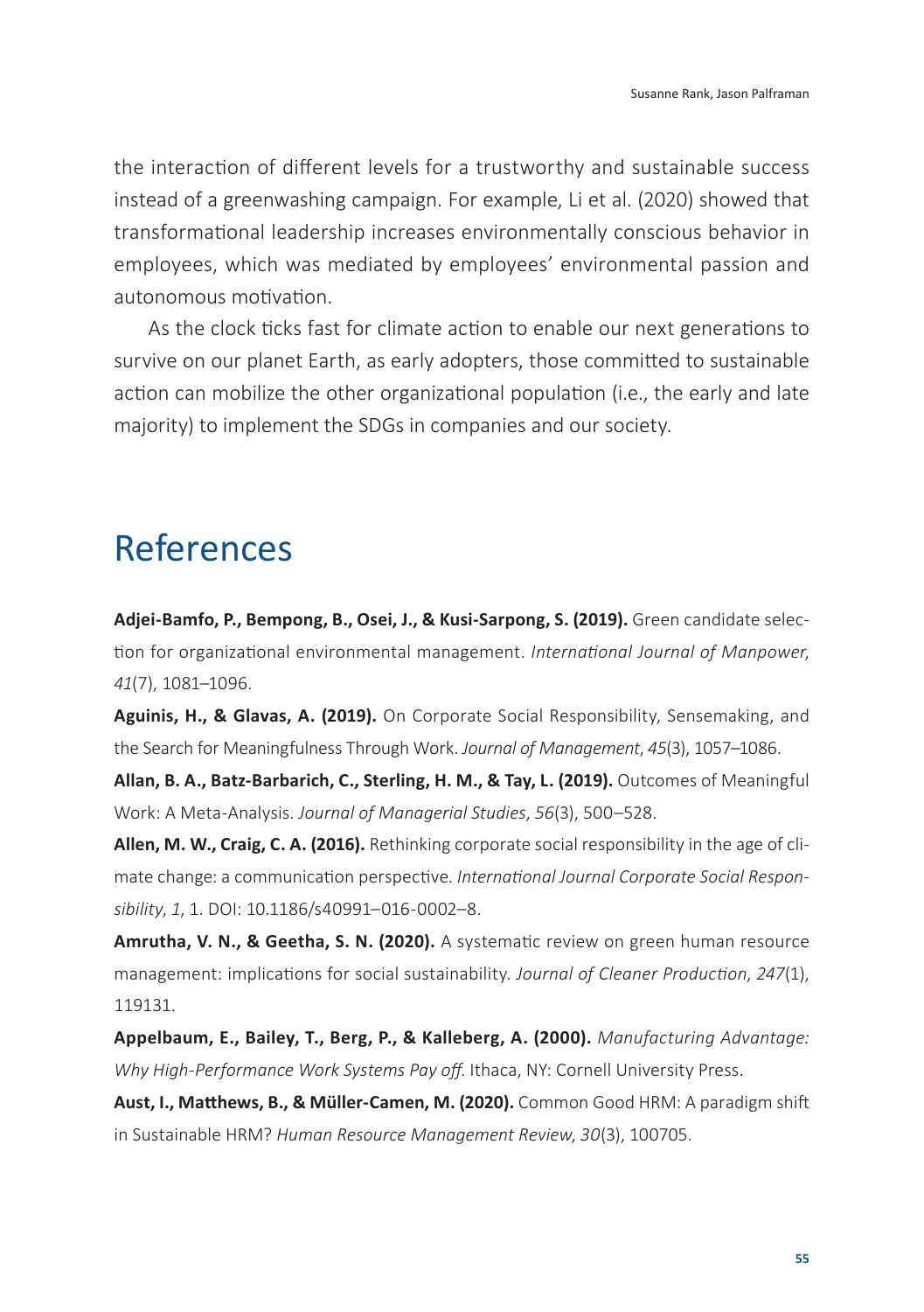the interaction of different levels for a trustworthy and sustainable success instead of a greenwashing campaign. For example, Li et al. (2020) showed that transformational leadership increases environmentally conscious behavior in employees, which was mediated by employees' environmental passion and autonomous motivation.

As the clock ticks fast for climate action to enable our next generations to survive on our planet Earth, as early adopters, those committed to sustainable action can mobilize the other organizational population (i.e., the early and late majority) to implement the SDGs in companies and our society.

# References

**Adjei-Bamfo, P., Bempong, B., Osei, J., & Kusi-Sarpong, S. (2019).** Green candidate selection for organizational environmental management. *International Journal of Manpower, 41*(7), 1081–1096.

**Aguinis, H., & Glavas, A. (2019).** On Corporate Social Responsibility, Sensemaking, and the Search for Meaningfulness Through Work. *Journal of Management*, *45*(3), 1057–1086.

**Allan, B. A., Batz-Barbarich, C., Sterling, H. M., & Tay, L. (2019).** Outcomes of Meaningful Work: A Meta-Analysis. *Journal of Managerial Studies*, *56*(3), 500–528.

**Allen, M. W., Craig, C. A. (2016).** Rethinking corporate social responsibility in the age of climate change: a communication perspective. *International Journal Corporate Social Responsibility*, *1*, 1. DOI: 10.1186/s40991–016-0002–8.

**Amrutha, V. N., & Geetha, S. N. (2020).** A systematic review on green human resource management: implications for social sustainability. *Journal of Cleaner Production*, *247*(1), 119131.

**Appelbaum, E., Bailey, T., Berg, P., & Kalleberg, A. (2000).** *Manufacturing Advantage: Why High-Performance Work Systems Pay off.* Ithaca, NY: Cornell University Press.

**Aust, I., Matthews, B., & Müller-Camen, M. (2020).** Common Good HRM: A paradigm shift in Sustainable HRM? *Human Resource Management Review*, *30*(3), 100705.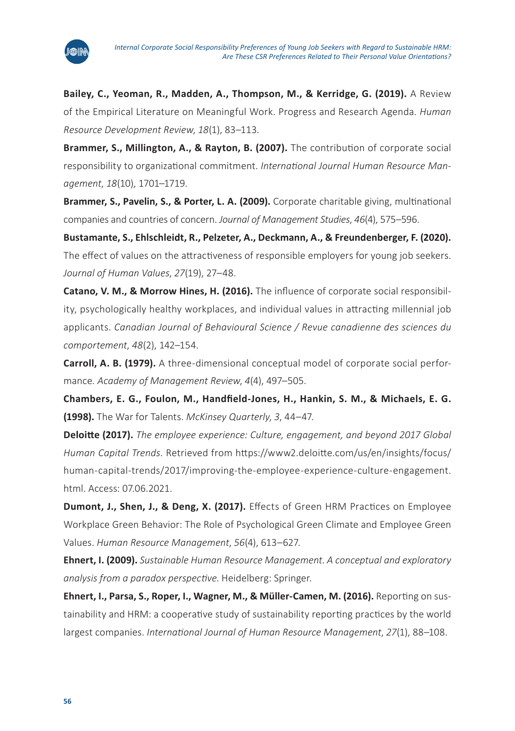**Bailey, C., Yeoman, R., Madden, A., Thompson, M., & Kerridge, G. (2019).** A Review of the Empirical Literature on Meaningful Work. Progress and Research Agenda. *Human Resource Development Review*, *18*(1), 83–113.

**Brammer, S., Millington, A., & Rayton, B. (2007).** The contribution of corporate social responsibility to organizational commitment. *International Journal Human Resource Management*, *18*(10), 1701–1719.

**Brammer, S., Pavelin, S., & Porter, L. A. (2009).** Corporate charitable giving, multinational companies and countries of concern. *Journal of Management Studies*, *46*(4), 575–596.

**Bustamante, S., Ehlscheidt, R., Pelzeter, A., Deckmann, A., & Freundenberger, F. (2020).** The effect of values on the attractiveness of responsible employers for young job seekers. *Journal of Human Values*, *27*(19), 27–48.

**Catano, V. M., & Morrow Hines, H. (2016).** The influence of corporate social responsibility, psychologically healthy workplaces, and individual values in attracting millennial job applicants. *Canadian Journal of Behavioural Science / Revue canadienne des sciences du comportement*, *48*(2), 142–154.

**Carroll, A. B. (1979).** A three-dimensional conceptual model of corporate social performance. *Academy of Management Review*, *4*(4), 497–505.

**Chambers, E. G., Foulon, M., Handfield-Jones, H., Hankin, S. M., & Michaels, E. G. (1998).** The War for Talents. *McKinsey Quarterly*, *3*, 44–47.

**Deloitte (2017).** *The employee experience: Culture, engagement, and beyond 2017 Global Human Capital Trends.* Retrieved from https://www2.deloitte.com/us/en/insights/focus/human-capital-trends/2017/improving-the-employee-experience-culture-engagement.html. Access: 07.06.2021.

**Dumont, J., Shen, J., & Deng, X. (2017).** Effects of Green HRM Practices on Employee Workplace Green Behavior: The Role of Psychological Green Climate and Employee Green Values. *Human Resource Management*, *56*(4), 613–627.

**Ehnert, I. (2009).** *Sustainable Human Resource Management. A conceptual and exploratory analysis from a paradox perspective.* Heidelberg: Springer.

**Ehnert, I., Parsa, S., Roper, I., Wagner, M., & Müller-Camen, M. (2016).** Reporting on sustainability and HRM: a cooperative study of sustainability reporting practices by the world largest companies. *International Journal of Human Resource Management*, *27*(1), 88–108.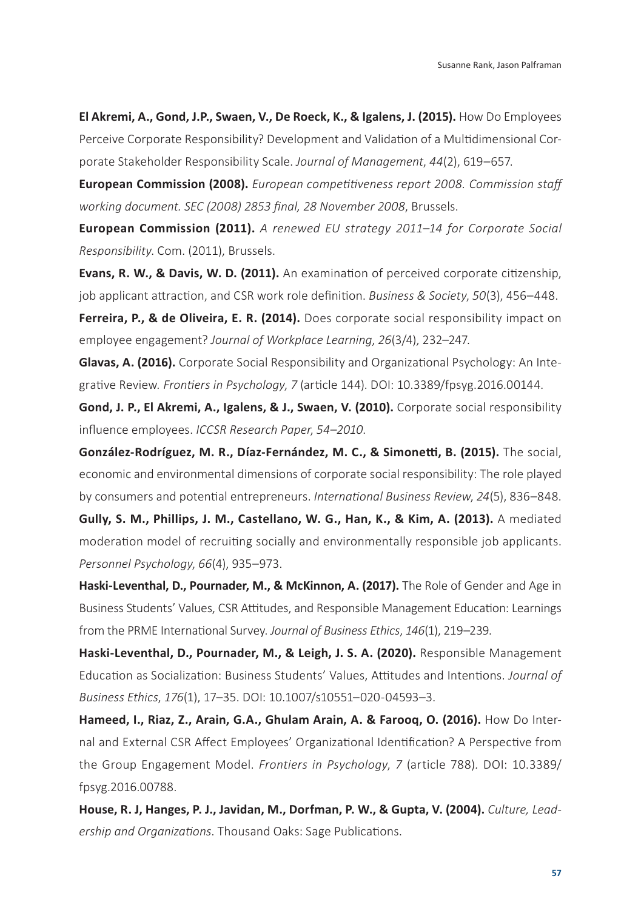**El Akremi, A., Gond, J.P., Swaen, V., De Roeck, K., & Igalens, J. (2015).** How Do Employees Perceive Corporate Responsibility? Development and Validation of a Multidimensional Corporate Stakeholder Responsibility Scale. *Journal of Management*, *44*(2), 619–657.

**European Commission (2008).** *European competitiveness report 2008. Commission staff working document. SEC (2008) 2853 final, 28 November 2008*, Brussels.

**European Commission (2011).** *A renewed EU strategy 2011–14 for Corporate Social Responsibility.* Com. (2011), Brussels.

**Evans, R. W., & Davis, W. D. (2011).** An examination of perceived corporate citizenship, job applicant attraction, and CSR work role definition. *Business & Society*, *50*(3), 456–448.

**Ferreira, P., & de Oliveira, E. R. (2014).** Does corporate social responsibility impact on employee engagement? *Journal of Workplace Learning*, *26*(3/4), 232–247.

**Glavas, A. (2016).** Corporate Social Responsibility and Organizational Psychology: An Integrative Review. *Frontiers in Psychology*, *7* (article 144). DOI: 10.3389/fpsyg.2016.00144.

**Gond, J. P., El Akremi, A., Igalens, & J., Swaen, V. (2010).** Corporate social responsibility influence employees. *ICCSR Research Paper*, *54–2010*.

**González-Rodríguez, M. R., Díaz-Fernández, M. C., & Simonetti, B. (2015).** The social, economic and environmental dimensions of corporate social responsibility: The role played by consumers and potential entrepreneurs. *International Business Review*, *24*(5), 836–848.

**Gully, S. M., Phillips, J. M., Castellano, W. G., Han, K., & Kim, A. (2013).** A mediated moderation model of recruiting socially and environmentally responsible job applicants. *Personnel Psychology*, *66*(4), 935–973.

**Haski-Leventhal, D., Pournader, M., & McKinnon, A. (2017).** The Role of Gender and Age in Business Students' Values, CSR Attitudes, and Responsible Management Education: Learnings from the PRME International Survey. *Journal of Business Ethics*, *146*(1), 219–239.

**Haski-Leventhal, D., Pournader, M., & Leigh, J. S. A. (2020).** Responsible Management Education as Socialization: Business Students' Values, Attitudes and Intentions. *Journal of Business Ethics*, *176*(1), 17–35. DOI: 10.1007/s10551–020-04593–3.

**Hameed, I., Riaz, Z., Arain, G.A., Ghulam Arain, A. & Farooq, O. (2016).** How Do Internal and External CSR Affect Employees' Organizational Identification? A Perspective from the Group Engagement Model. *Frontiers in Psychology*, *7* (article 788). DOI: 10.3389/fpsyg.2016.00788.

**House, R. J, Hanges, P. J., Javidan, M., Dorfman, P. W., & Gupta, V. (2004).** *Culture, Leadership and Organizations*. Thousand Oaks: Sage Publications.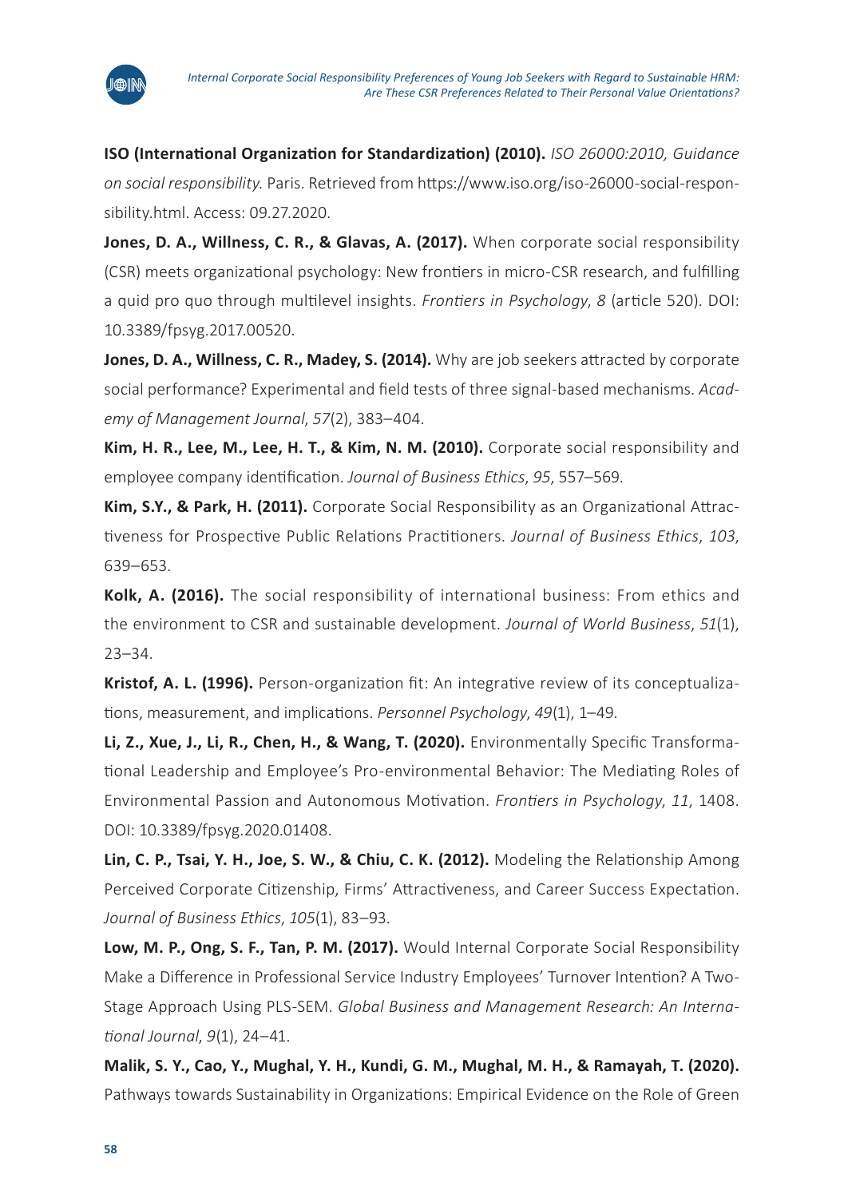**ISO (International Organization for Standardization) (2010).** *ISO 26000:2010, Guidance on social responsibility.* Paris. Retrieved from https://www.iso.org/iso-26000-social-responsibility.html. Access: 09.27.2020.

**Jones, D. A., Willness, C. R., & Glavas, A. (2017).** When corporate social responsibility (CSR) meets organizational psychology: New frontiers in micro-CSR research, and fulfilling a quid pro quo through multilevel insights. *Frontiers in Psychology*, *8* (article 520). DOI: 10.3389/fpsyg.2017.00520.

**Jones, D. A., Willness, C. R., Madey, S. (2014).** Why are job seekers attracted by corporate social performance? Experimental and field tests of three signal-based mechanisms. *Academy of Management Journal*, *57*(2), 383–404.

**Kim, H. R., Lee, M., Lee, H. T., & Kim, N. M. (2010).** Corporate social responsibility and employee company identification. *Journal of Business Ethics*, *95*, 557–569.

**Kim, S.Y., & Park, H. (2011).** Corporate Social Responsibility as an Organizational Attractiveness for Prospective Public Relations Practitioners. *Journal of Business Ethics*, *103*, 639–653.

**Kolk, A. (2016).** The social responsibility of international business: From ethics and the environment to CSR and sustainable development. *Journal of World Business*, *51*(1), 23–34.

**Kristof, A. L. (1996).** Person-organization fit: An integrative review of its conceptualizations, measurement, and implications. *Personnel Psychology*, *49*(1), 1–49.

**Li, Z., Xue, J., Li, R., Chen, H., & Wang, T. (2020).** Environmentally Specific Transformational Leadership and Employee's Pro-environmental Behavior: The Mediating Roles of Environmental Passion and Autonomous Motivation. *Frontiers in Psychology*, *11*, 1408. DOI: 10.3389/fpsyg.2020.01408.

**Lin, C. P., Tsai, Y. H., Joe, S. W., & Chiu, C. K. (2012).** Modeling the Relationship Among Perceived Corporate Citizenship, Firms' Attractiveness, and Career Success Expectation. *Journal of Business Ethics*, *105*(1), 83–93.

**Low, M. P., Ong, S. F., Tan, P. M. (2017).** Would Internal Corporate Social Responsibility Make a Difference in Professional Service Industry Employees' Turnover Intention? A Two-Stage Approach Using PLS-SEM. *Global Business and Management Research: An International Journal*, *9*(1), 24–41.

**Malik, S. Y., Cao, Y., Mughal, Y. H., Kundi, G. M., Mughal, M. H., & Ramayah, T. (2020).** Pathways towards Sustainability in Organizations: Empirical Evidence on the Role of Green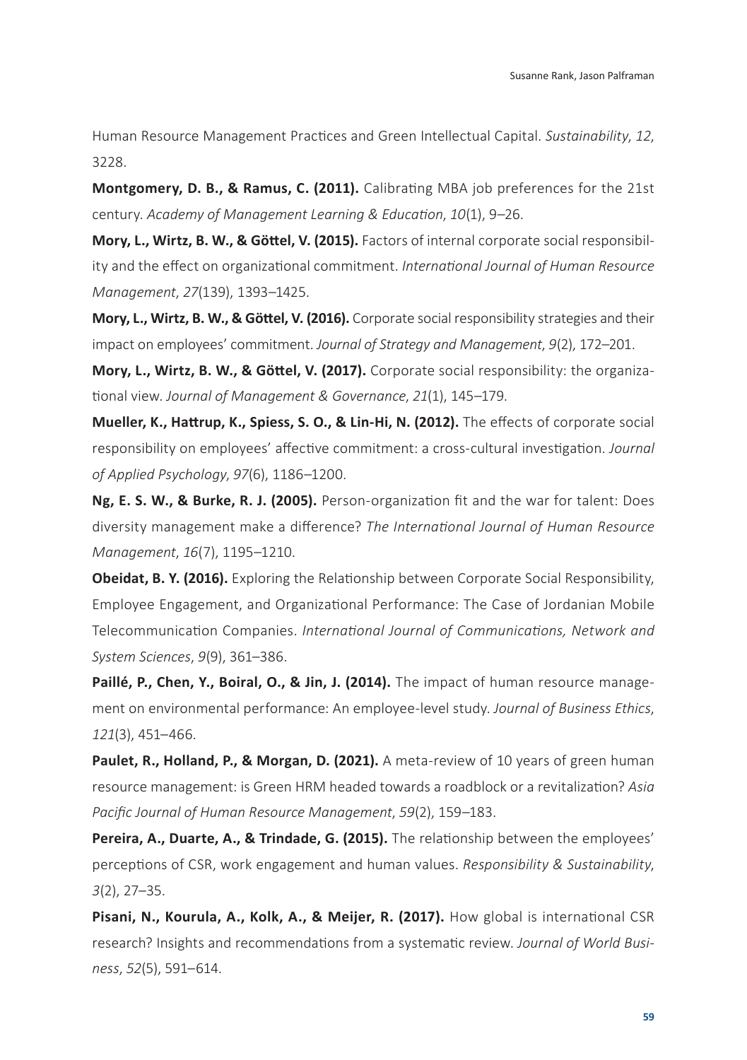Human Resource Management Practices and Green Intellectual Capital. *Sustainability*, *12*, 3228.

**Montgomery, D. B., & Ramus, C. (2011).** Calibrating MBA job preferences for the 21st century. *Academy of Management Learning & Education*, *10*(1), 9–26.

**Mory, L., Wirtz, B. W., & Göttel, V. (2015).** Factors of internal corporate social responsibility and the effect on organizational commitment. *International Journal of Human Resource Management*, *27*(139), 1393–1425.

**Mory, L., Wirtz, B. W., & Göttel, V. (2016).** Corporate social responsibility strategies and their impact on employees' commitment. *Journal of Strategy and Management*, *9*(2), 172–201.

**Mory, L., Wirtz, B. W., & Göttel, V. (2017).** Corporate social responsibility: the organizational view. *Journal of Management & Governance*, *21*(1), 145–179.

**Mueller, K., Hattrup, K., Spiess, S. O., & Lin-Hi, N. (2012).** The effects of corporate social responsibility on employees' affective commitment: a cross-cultural investigation. *Journal of Applied Psychology*, *97*(6), 1186–1200.

**Ng, E. S. W., & Burke, R. J. (2005).** Person-organization fit and the war for talent: Does diversity management make a difference? *The International Journal of Human Resource Management*, *16*(7), 1195–1210.

**Obeidat, B. Y. (2016).** Exploring the Relationship between Corporate Social Responsibility, Employee Engagement, and Organizational Performance: The Case of Jordanian Mobile Telecommunication Companies. *International Journal of Communications, Network and System Sciences*, *9*(9), 361–386.

**Paillé, P., Chen, Y., Boiral, O., & Jin, J. (2014).** The impact of human resource management on environmental performance: An employee-level study. *Journal of Business Ethics*, *121*(3), 451–466.

**Paulet, R., Holland, P., & Morgan, D. (2021).** A meta-review of 10 years of green human resource management: is Green HRM headed towards a roadblock or a revitalization? *Asia Pacific Journal of Human Resource Management*, *59*(2), 159–183.

**Pereira, A., Duarte, A., & Trindade, G. (2015).** The relationship between the employees' perceptions of CSR, work engagement and human values. *Responsibility & Sustainability*, *3*(2), 27–35.

**Pisani, N., Kourula, A., Kolk, A., & Meijer, R. (2017).** How global is international CSR research? Insights and recommendations from a systematic review. *Journal of World Business*, *52*(5), 591–614.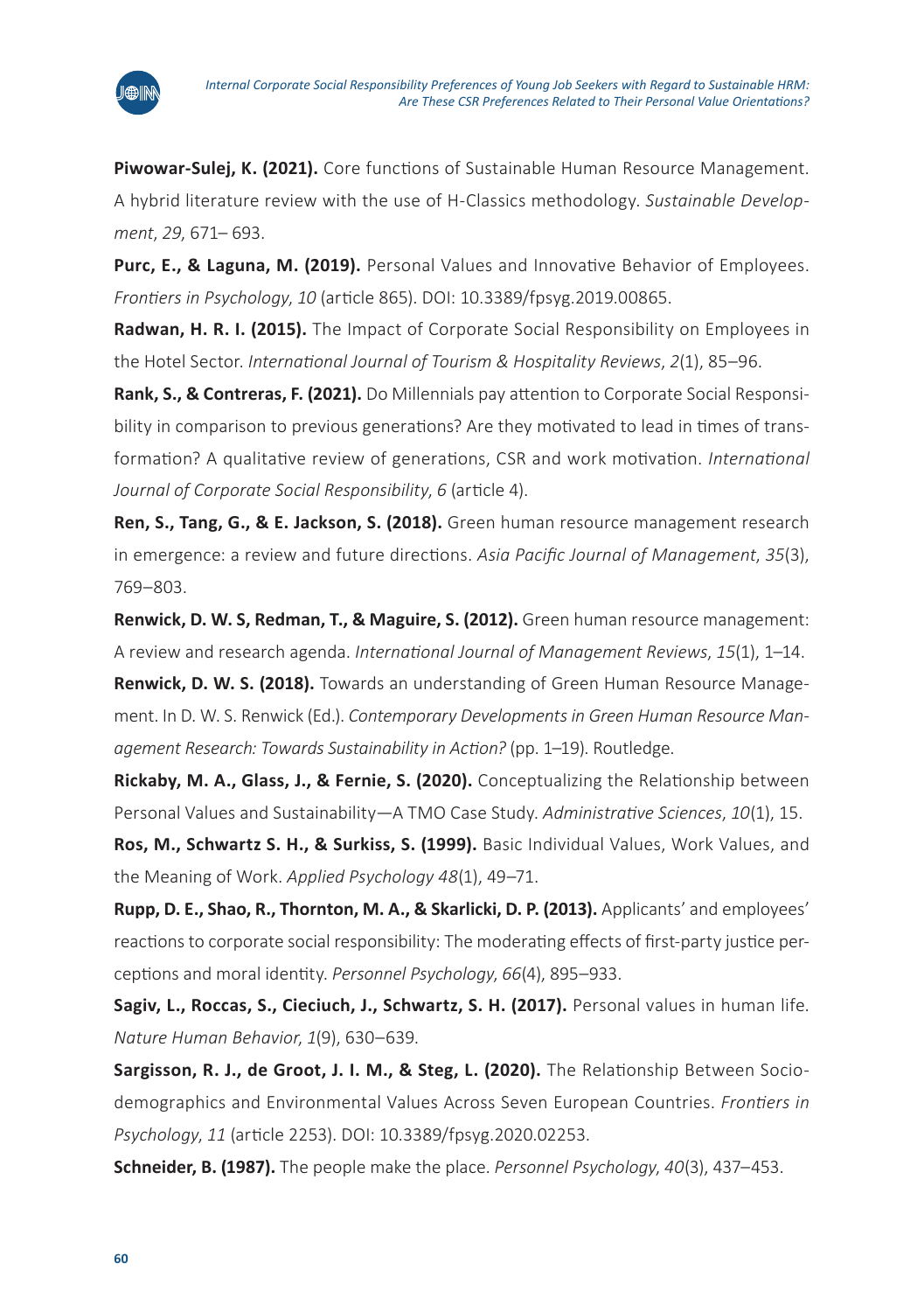**Piwowar-Sulej, K. (2021).** Core functions of Sustainable Human Resource Management. A hybrid literature review with the use of H-Classics methodology. *Sustainable Development*, *29*, 671– 693.

**Purc, E., & Laguna, M. (2019).** Personal Values and Innovative Behavior of Employees. *Frontiers in Psychology, 10* (article 865). DOI: 10.3389/fpsyg.2019.00865.

**Radwan, H. R. I. (2015).** The Impact of Corporate Social Responsibility on Employees in the Hotel Sector. *International Journal of Tourism & Hospitality Reviews*, *2*(1), 85–96.

**Rank, S., & Contreras, F. (2021).** Do Millennials pay attention to Corporate Social Responsibility in comparison to previous generations? Are they motivated to lead in times of transformation? A qualitative review of generations, CSR and work motivation. *International Journal of Corporate Social Responsibility*, *6* (article 4).

**Ren, S., Tang, G., & E. Jackson, S. (2018).** Green human resource management research in emergence: a review and future directions. *Asia Pacific Journal of Management*, *35*(3), 769–803.

**Renwick, D. W. S, Redman, T., & Maguire, S. (2012).** Green human resource management: A review and research agenda. *International Journal of Management Reviews*, *15*(1), 1–14.

**Renwick, D. W. S. (2018).** Towards an understanding of Green Human Resource Management. In D. W. S. Renwick (Ed.). *Contemporary Developments in Green Human Resource Management Research: Towards Sustainability in Action?* (pp. 1–19). Routledge.

**Rickaby, M. A., Glass, J., & Fernie, S. (2020).** Conceptualizing the Relationship between Personal Values and Sustainability—A TMO Case Study. *Administrative Sciences*, *10*(1), 15.

**Ros, M., Schwartz S. H., & Surkiss, S. (1999).** Basic Individual Values, Work Values, and the Meaning of Work. *Applied Psychology 48*(1), 49–71.

**Rupp, D. E., Shao, R., Thornton, M. A., & Skarlicki, D. P. (2013).** Applicants' and employees' reactions to corporate social responsibility: The moderating effects of first-party justice perceptions and moral identity. *Personnel Psychology*, *66*(4), 895–933.

**Sagiv, L., Roccas, S., Cieciuch, J., Schwartz, S. H. (2017).** Personal values in human life. *Nature Human Behavior*, *1*(9), 630–639.

**Sargisson, R. J., de Groot, J. I. M., & Steg, L. (2020).** The Relationship Between Sociodemographics and Environmental Values Across Seven European Countries. *Frontiers in Psychology*, *11* (article 2253). DOI: 10.3389/fpsyg.2020.02253.

**Schneider, B. (1987).** The people make the place. *Personnel Psychology*, *40*(3), 437–453.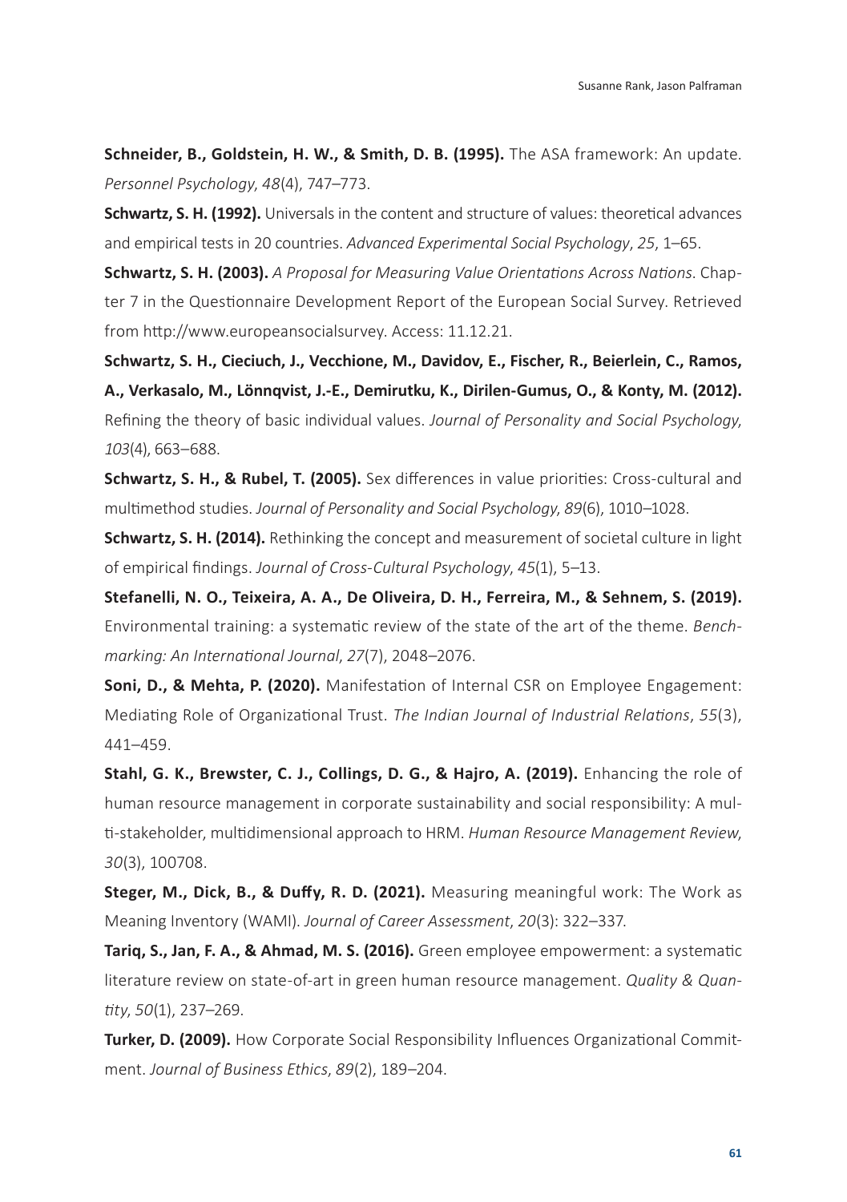**Schneider, B., Goldstein, H. W., & Smith, D. B. (1995).** The ASA framework: An update. *Personnel Psychology*, *48*(4), 747–773.

**Schwartz, S. H. (1992).** Universals in the content and structure of values: theoretical advances and empirical tests in 20 countries. *Advanced Experimental Social Psychology*, *25*, 1–65.

**Schwartz, S. H. (2003).** *A Proposal for Measuring Value Orientations Across Nations*. Chapter 7 in the Questionnaire Development Report of the European Social Survey. Retrieved from http://www.europeansocialsurvey. Access: 11.12.21.

**Schwartz, S. H., Cieciuch, J., Vecchione, M., Davidov, E., Fischer, R., Beierlein, C., Ramos, A., Verkasalo, M., Lönnqvist, J.-E., Demirutku, K., Dirilen-Gumus, O., & Konty, M. (2012).** Refining the theory of basic individual values. *Journal of Personality and Social Psychology*, *103*(4), 663–688.

**Schwartz, S. H., & Rubel, T. (2005).** Sex differences in value priorities: Cross-cultural and multimethod studies. *Journal of Personality and Social Psychology*, *89*(6), 1010–1028.

**Schwartz, S. H. (2014).** Rethinking the concept and measurement of societal culture in light of empirical findings. *Journal of Cross-Cultural Psychology*, *45*(1), 5–13.

**Stefanelli, N. O., Teixeira, A. A., De Oliveira, D. H., Ferreira, M., & Sehnem, S. (2019).** Environmental training: a systematic review of the state of the art of the theme. *Benchmarking: An International Journal*, *27*(7), 2048–2076.

**Soni, D., & Mehta, P. (2020).** Manifestation of Internal CSR on Employee Engagement: Mediating Role of Organizational Trust. *The Indian Journal of Industrial Relations*, *55*(3), 441–459.

**Stahl, G. K., Brewster, C. J., Collings, D. G., & Hajro, A. (2019).** Enhancing the role of human resource management in corporate sustainability and social responsibility: A multi-stakeholder, multidimensional approach to HRM. *Human Resource Management Review*, *30*(3), 100708.

**Steger, M., Dick, B., & Duffy, R. D. (2021).** Measuring meaningful work: The Work as Meaning Inventory (WAMI). *Journal of Career Assessment*, *20*(3): 322–337.

**Tariq, S., Jan, F. A., & Ahmad, M. S. (2016).** Green employee empowerment: a systematic literature review on state-of-art in green human resource management. *Quality & Quantity*, *50*(1), 237–269.

**Turker, D. (2009).** How Corporate Social Responsibility Influences Organizational Commitment. *Journal of Business Ethics*, *89*(2), 189–204.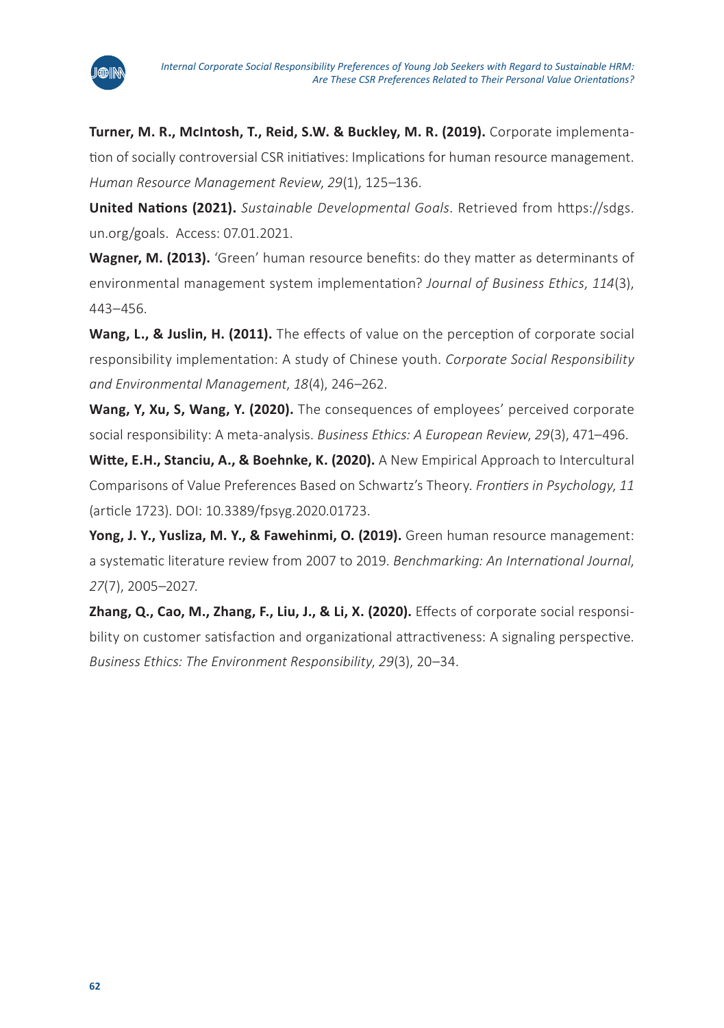**Turner, M. R., McIntosh, T., Reid, S.W. & Buckley, M. R. (2019).** Corporate implementation of socially controversial CSR initiatives: Implications for human resource management. *Human Resource Management Review*, *29*(1), 125–136.

**United Nations (2021).** *Sustainable Developmental Goals*. Retrieved from https://sdgs.un.org/goals. Access: 07.01.2021.

**Wagner, M. (2013).** 'Green' human resource benefits: do they matter as determinants of environmental management system implementation? *Journal of Business Ethics*, *114*(3), 443–456.

**Wang, L., & Juslin, H. (2011).** The effects of value on the perception of corporate social responsibility implementation: A study of Chinese youth. *Corporate Social Responsibility and Environmental Management*, *18*(4), 246–262.

**Wang, Y, Xu, S, Wang, Y. (2020).** The consequences of employees' perceived corporate social responsibility: A meta-analysis. *Business Ethics: A European Review*, *29*(3), 471–496.

**Witte, E.H., Stanciu, A., & Boehnke, K. (2020).** A New Empirical Approach to Intercultural Comparisons of Value Preferences Based on Schwartz's Theory. *Frontiers in Psychology*, *11* (article 1723). DOI: 10.3389/fpsyg.2020.01723.

**Yong, J. Y., Yusliza, M. Y., & Fawehinmi, O. (2019).** Green human resource management: a systematic literature review from 2007 to 2019. *Benchmarking: An International Journal*, *27*(7), 2005–2027.

**Zhang, Q., Cao, M., Zhang, F., Liu, J., & Li, X. (2020).** Effects of corporate social responsibility on customer satisfaction and organizational attractiveness: A signaling perspective. *Business Ethics: The Environment Responsibility*, *29*(3), 20–34.